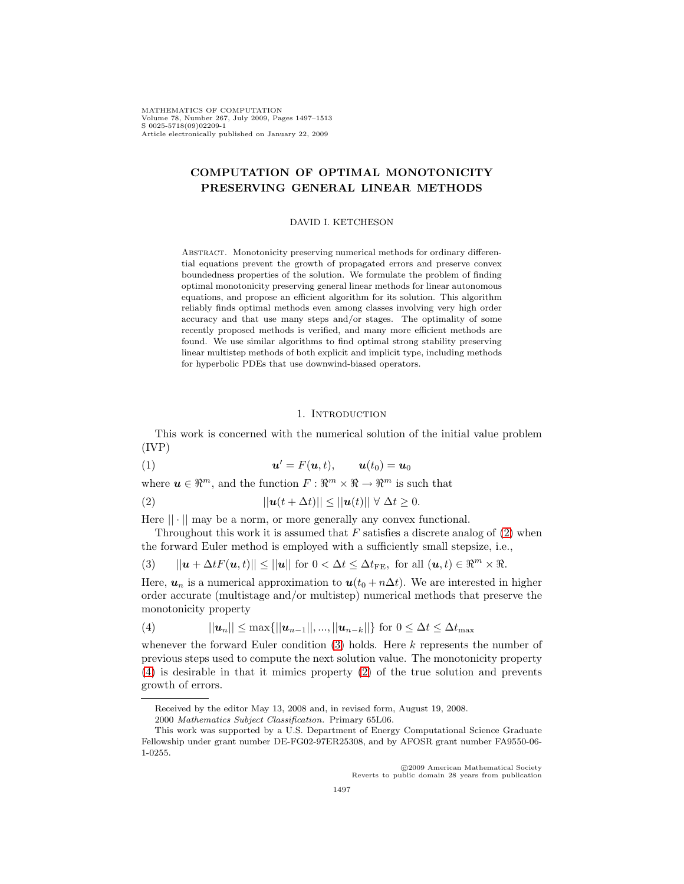# COMPUTATION OF OPTIMAL MONOTONICITY PRESERVING GENERAL LINEAR METHODS

DAVID I. KETCHESON

ABSTRACT. Monotonicity preserving numerical methods for ordinary differential equations prevent the growth of propagated errors and preserve convex boundedness properties of the solution. We formulate the problem of finding optimal monotonicity preserving general linear methods for linear autonomous equations, and propose an efficient algorithm for its solution. This algorithm reliably finds optimal methods even among classes involving very high order accuracy and that use many steps and/or stages. The optimality of some recently proposed methods is verified, and many more efficient methods are found. We use similar algorithms to find optimal strong stability preserving linear multistep methods of both explicit and implicit type, including methods for hyperbolic PDEs that use downwind-biased operators.

## 1. Introduction

This work is concerned with the numerical solution of the initial value problem (IVP)

$$\boldsymbol{u}' = F(\boldsymbol{u}, t), \qquad \boldsymbol{u}(t_0) = \boldsymbol{u}_0 \tag{1}$$

where $\boldsymbol{u} \in \Re^m$, and the function $F : \Re^m \times \Re \to \Re^m$ is such that

$$||\boldsymbol{u}(t + \Delta t)|| \leq ||\boldsymbol{u}(t)|| \ \forall \ \Delta t \geq 0. \tag{2}$$

Here $|| \cdot ||$ may be a norm, or more generally any convex functional.

Throughout this work it is assumed that $F$ satisfies a discrete analog of (2) when the forward Euler method is employed with a sufficiently small stepsize, i.e.,

$$||\boldsymbol{u} + \Delta t F(\boldsymbol{u}, t)|| \leq ||\boldsymbol{u}|| \text{ for } 0 < \Delta t \leq \Delta t_{\text{FE}}, \text{ for all } (\boldsymbol{u}, t) \in \Re^m \times \Re. \tag{3}$$

Here, $\boldsymbol{u}_n$ is a numerical approximation to $\boldsymbol{u}(t_0 + n\Delta t)$. We are interested in higher order accurate (multistage and/or multistep) numerical methods that preserve the monotonicity property

$$||\boldsymbol{u}_n|| \leq \max\{||\boldsymbol{u}_{n-1}||, ..., ||\boldsymbol{u}_{n-k}||\} \text{ for } 0 \leq \Delta t \leq \Delta t_{\max} \tag{4}$$

whenever the forward Euler condition (3) holds. Here $k$ represents the number of previous steps used to compute the next solution value. The monotonicity property (4) is desirable in that it mimics property (2) of the true solution and prevents growth of errors.

Received by the editor May 13, 2008 and, in revised form, August 19, 2008.

2000 *Mathematics Subject Classification.* Primary 65L06.

This work was supported by a U.S. Department of Energy Computational Science Graduate Fellowship under grant number DE-FG02-97ER25308, and by AFOSR grant number FA9550-06-1-0255.

©2009 American Mathematical Society
Reverts to public domain 28 years from publication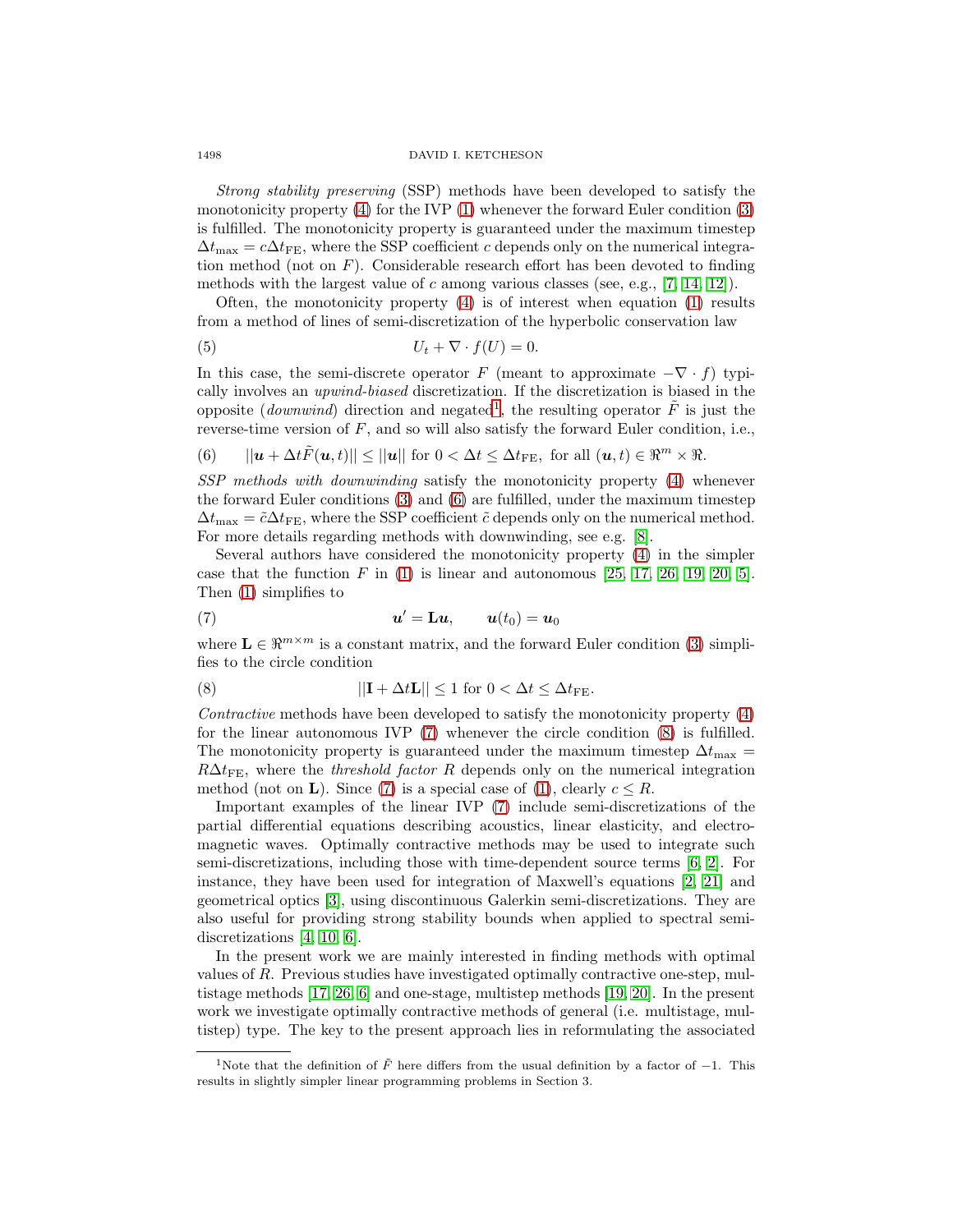*Strong stability preserving* (SSP) methods have been developed to satisfy the monotonicity property (4) for the IVP (1) whenever the forward Euler condition (3) is fulfilled. The monotonicity property is guaranteed under the maximum timestep $\Delta t_{\max} = c\Delta t_{\mathrm{FE}}$, where the SSP coefficient $c$ depends only on the numerical integration method (not on $F$). Considerable research effort has been devoted to finding methods with the largest value of $c$ among various classes (see, e.g., [7, 14, 12]).

Often, the monotonicity property (4) is of interest when equation (1) results from a method of lines of semi-discretization of the hyperbolic conservation law

$$U_t + \nabla \cdot f(U) = 0. \tag{5}$$

In this case, the semi-discrete operator $F$ (meant to approximate $-\nabla \cdot f$) typically involves an *upwind-biased* discretization. If the discretization is biased in the opposite (*downwind*) direction and negated[1], the resulting operator $\tilde{F}$ is just the reverse-time version of $F$, and so will also satisfy the forward Euler condition, i.e.,

$$||\boldsymbol{u} + \Delta t \tilde{F}(\boldsymbol{u}, t)|| \leq ||\boldsymbol{u}|| \text{ for } 0 < \Delta t \leq \Delta t_{\mathrm{FE}}, \text{ for all } (\boldsymbol{u}, t) \in \Re^m \times \Re. \tag{6}$$

*SSP methods with downwinding* satisfy the monotonicity property (4) whenever the forward Euler conditions (3) and (6) are fulfilled, under the maximum timestep $\Delta t_{\max} = \tilde{c}\Delta t_{\mathrm{FE}}$, where the SSP coefficient $\tilde{c}$ depends only on the numerical method. For more details regarding methods with downwinding, see e.g. [8].

Several authors have considered the monotonicity property (4) in the simpler case that the function $F$ in (1) is linear and autonomous [25, 17, 26, 19, 20, 5]. Then (1) simplifies to

$$\boldsymbol{u}' = \mathbf{L}\boldsymbol{u}, \qquad \boldsymbol{u}(t_0) = \boldsymbol{u}_0 \tag{7}$$

where $\mathbf{L} \in \Re^{m \times m}$ is a constant matrix, and the forward Euler condition (3) simplifies to the circle condition

$$||\mathbf{I} + \Delta t \mathbf{L}|| \leq 1 \text{ for } 0 < \Delta t \leq \Delta t_{\mathrm{FE}}. \tag{8}$$

*Contractive* methods have been developed to satisfy the monotonicity property (4) for the linear autonomous IVP (7) whenever the circle condition (8) is fulfilled. The monotonicity property is guaranteed under the maximum timestep $\Delta t_{\max} = R\Delta t_{\mathrm{FE}}$, where the *threshold factor* $R$ depends only on the numerical integration method (not on $\mathbf{L}$). Since (7) is a special case of (1), clearly $c \leq R$.

Important examples of the linear IVP (7) include semi-discretizations of the partial differential equations describing acoustics, linear elasticity, and electromagnetic waves. Optimally contractive methods may be used to integrate such semi-discretizations, including those with time-dependent source terms [6, 2]. For instance, they have been used for integration of Maxwell's equations [2, 21] and geometrical optics [3], using discontinuous Galerkin semi-discretizations. They are also useful for providing strong stability bounds when applied to spectral semi-discretizations [4, 10, 6].

In the present work we are mainly interested in finding methods with optimal values of $R$. Previous studies have investigated optimally contractive one-step, multistage methods [17, 26, 6] and one-stage, multistep methods [19, 20]. In the present work we investigate optimally contractive methods of general (i.e. multistage, multistep) type. The key to the present approach lies in reformulating the associated

[1] Note that the definition of $\tilde{F}$ here differs from the usual definition by a factor of $-1$. This results in slightly simpler linear programming problems in Section 3.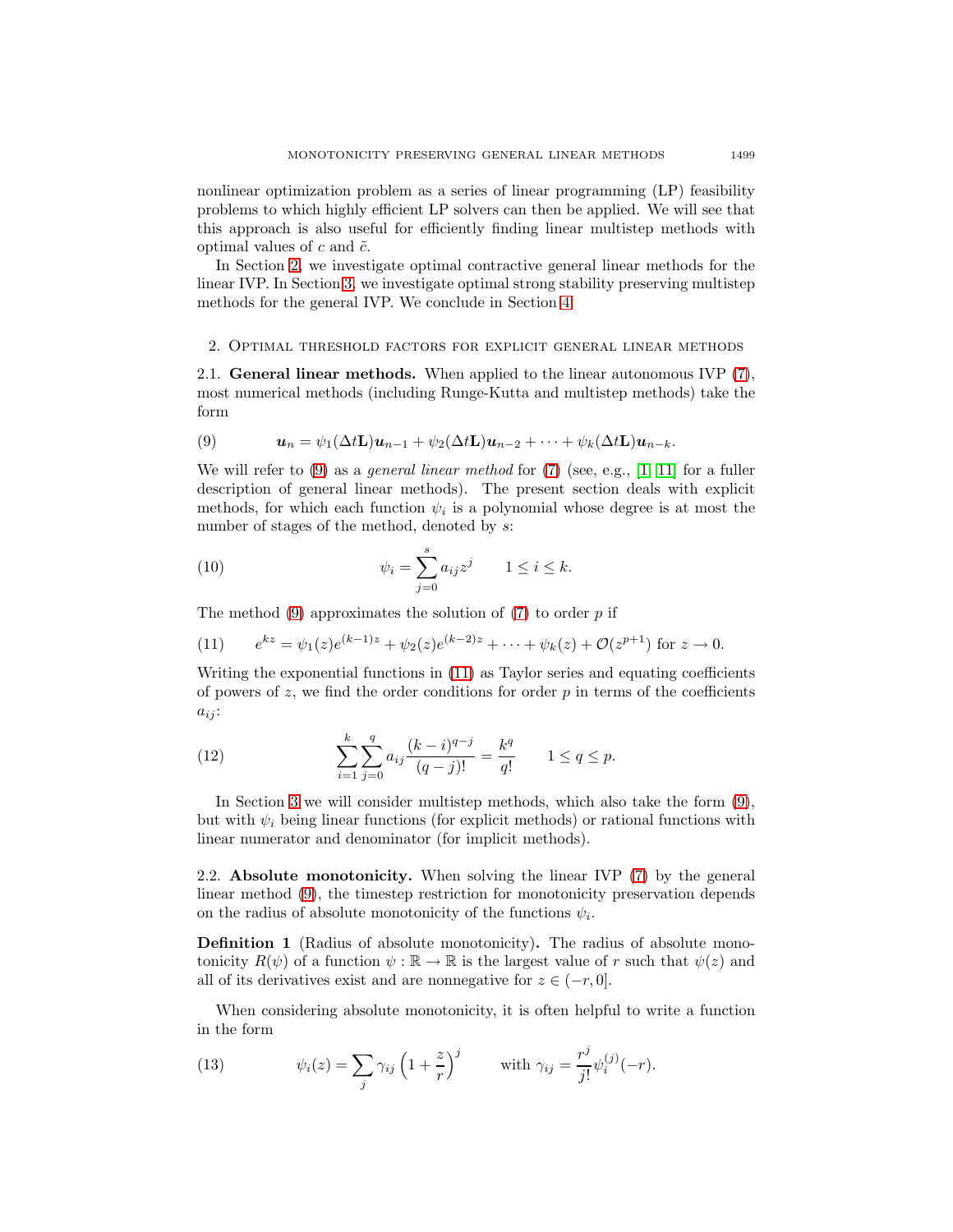nonlinear optimization problem as a series of linear programming (LP) feasibility problems to which highly efficient LP solvers can then be applied. We will see that this approach is also useful for efficiently finding linear multistep methods with optimal values of $c$ and $\tilde{c}$.

In Section 2, we investigate optimal contractive general linear methods for the linear IVP. In Section 3, we investigate optimal strong stability preserving multistep methods for the general IVP. We conclude in Section 4.

## 2. Optimal threshold factors for explicit general linear methods

**2.1. General linear methods.** When applied to the linear autonomous IVP (7), most numerical methods (including Runge-Kutta and multistep methods) take the form

$$\boldsymbol{u}_n = \psi_1(\Delta t \mathbf{L})\boldsymbol{u}_{n-1} + \psi_2(\Delta t \mathbf{L})\boldsymbol{u}_{n-2} + \cdots + \psi_k(\Delta t \mathbf{L})\boldsymbol{u}_{n-k}. \tag{9}$$

We will refer to (9) as a *general linear method* for (7) (see, e.g., [1, 11] for a fuller description of general linear methods). The present section deals with explicit methods, for which each function $\psi_i$ is a polynomial whose degree is at most the number of stages of the method, denoted by $s$:

$$\psi_i = \sum_{j=0}^{s} a_{ij} z^j \qquad 1 \le i \le k. \tag{10}$$

The method (9) approximates the solution of (7) to order $p$ if

$$e^{kz} = \psi_1(z)e^{(k-1)z} + \psi_2(z)e^{(k-2)z} + \cdots + \psi_k(z) + \mathcal{O}(z^{p+1}) \text{ for } z \to 0. \tag{11}$$

Writing the exponential functions in (11) as Taylor series and equating coefficients of powers of $z$, we find the order conditions for order $p$ in terms of the coefficients $a_{ij}$:

$$\sum_{i=1}^{k}\sum_{j=0}^{q} a_{ij}\frac{(k-i)^{q-j}}{(q-j)!} = \frac{k^q}{q!} \qquad 1 \le q \le p. \tag{12}$$

In Section 3 we will consider multistep methods, which also take the form (9), but with $\psi_i$ being linear functions (for explicit methods) or rational functions with linear numerator and denominator (for implicit methods).

**2.2. Absolute monotonicity.** When solving the linear IVP (7) by the general linear method (9), the timestep restriction for monotonicity preservation depends on the radius of absolute monotonicity of the functions $\psi_i$.

**Definition 1** (Radius of absolute monotonicity)**.** The radius of absolute monotonicity $R(\psi)$ of a function $\psi : \mathbb{R} \to \mathbb{R}$ is the largest value of $r$ such that $\psi(z)$ and all of its derivatives exist and are nonnegative for $z \in (-r, 0]$.

When considering absolute monotonicity, it is often helpful to write a function in the form

$$\psi_i(z) = \sum_j \gamma_{ij}\left(1 + \frac{z}{r}\right)^j \qquad \text{with } \gamma_{ij} = \frac{r^j}{j!}\psi_i^{(j)}(-r). \tag{13}$$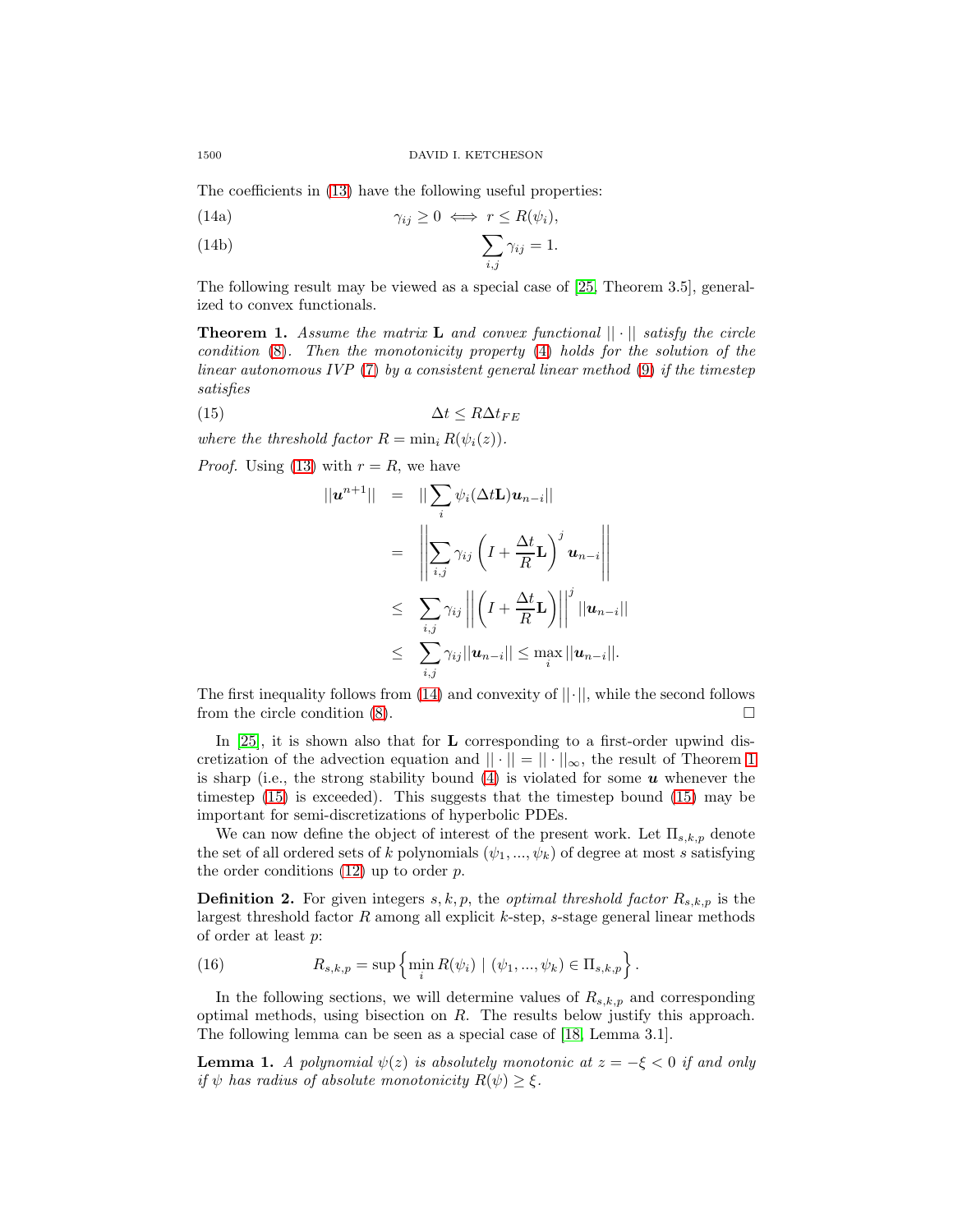The coefficients in (13) have the following useful properties:

$$\gamma_{ij} \geq 0 \iff r \leq R(\psi_i), \tag{14a}$$

$$\sum_{i,j} \gamma_{ij} = 1. \tag{14b}$$

The following result may be viewed as a special case of [25, Theorem 3.5], generalized to convex functionals.

**Theorem 1.** *Assume the matrix* $\mathbf{L}$ *and convex functional* $||\cdot||$ *satisfy the circle condition* (8)*. Then the monotonicity property* (4) *holds for the solution of the linear autonomous IVP* (7) *by a consistent general linear method* (9) *if the timestep satisfies*

$$\Delta t \leq R\Delta t_{FE} \tag{15}$$

*where the threshold factor* $R = \min_i R(\psi_i(z))$.

*Proof.* Using (13) with $r = R$, we have

$$\begin{aligned}
||\boldsymbol{u}^{n+1}|| &= ||\sum_i \psi_i(\Delta t\mathbf{L})\boldsymbol{u}_{n-i}|| \\
&= \left|\left|\sum_{i,j} \gamma_{ij}\left(I + \frac{\Delta t}{R}\mathbf{L}\right)^j \boldsymbol{u}_{n-i}\right|\right| \\
&\leq \sum_{i,j} \gamma_{ij}\left|\left|\left(I + \frac{\Delta t}{R}\mathbf{L}\right)\right|\right|^j ||\boldsymbol{u}_{n-i}|| \\
&\leq \sum_{i,j} \gamma_{ij}||\boldsymbol{u}_{n-i}|| \leq \max_i ||\boldsymbol{u}_{n-i}||.
\end{aligned}$$

The first inequality follows from (14) and convexity of $||\cdot||$, while the second follows from the circle condition (8). $\square$

In [25], it is shown also that for $\mathbf{L}$ corresponding to a first-order upwind discretization of the advection equation and $||\cdot|| = ||\cdot||_\infty$, the result of Theorem 1 is sharp (i.e., the strong stability bound (4) is violated for some $\boldsymbol{u}$ whenever the timestep (15) is exceeded). This suggests that the timestep bound (15) may be important for semi-discretizations of hyperbolic PDEs.

We can now define the object of interest of the present work. Let $\Pi_{s,k,p}$ denote the set of all ordered sets of $k$ polynomials $(\psi_1, ..., \psi_k)$ of degree at most $s$ satisfying the order conditions (12) up to order $p$.

**Definition 2.** For given integers $s, k, p$, the *optimal threshold factor* $R_{s,k,p}$ is the largest threshold factor $R$ among all explicit $k$-step, $s$-stage general linear methods of order at least $p$:

$$R_{s,k,p} = \sup\left\{\min_i R(\psi_i) \mid (\psi_1, ..., \psi_k) \in \Pi_{s,k,p}\right\}. \tag{16}$$

In the following sections, we will determine values of $R_{s,k,p}$ and corresponding optimal methods, using bisection on $R$. The results below justify this approach. The following lemma can be seen as a special case of [18, Lemma 3.1].

**Lemma 1.** *A polynomial* $\psi(z)$ *is absolutely monotonic at* $z = -\xi < 0$ *if and only if* $\psi$ *has radius of absolute monotonicity* $R(\psi) \geq \xi$.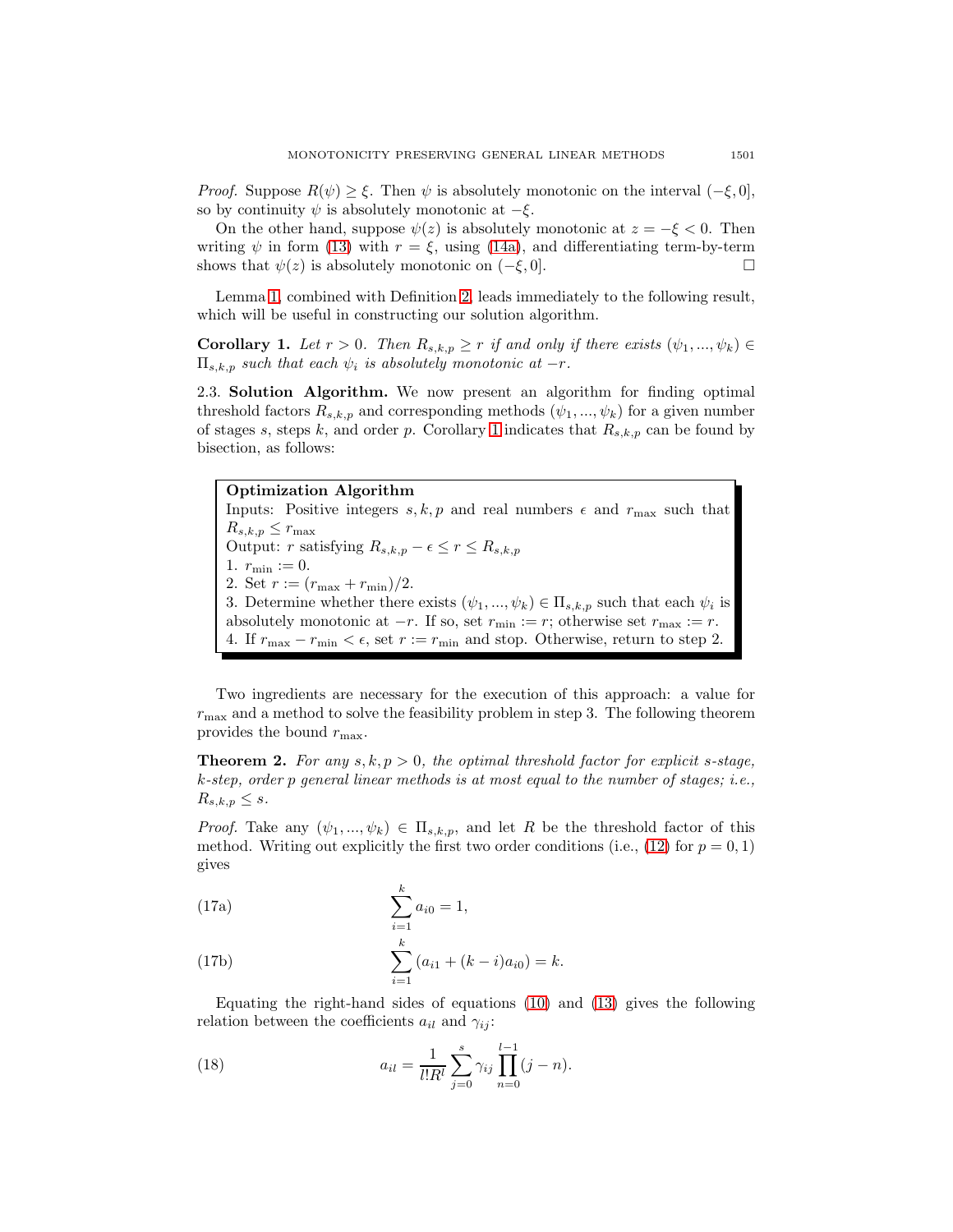*Proof.* Suppose $R(\psi) \geq \xi$. Then $\psi$ is absolutely monotonic on the interval $(-\xi, 0]$, so by continuity $\psi$ is absolutely monotonic at $-\xi$.

On the other hand, suppose $\psi(z)$ is absolutely monotonic at $z = -\xi < 0$. Then writing $\psi$ in form (13) with $r = \xi$, using (14a), and differentiating term-by-term shows that $\psi(z)$ is absolutely monotonic on $(-\xi, 0]$. $\square$

Lemma 1, combined with Definition 2, leads immediately to the following result, which will be useful in constructing our solution algorithm.

**Corollary 1.** *Let $r > 0$. Then $R_{s,k,p} \geq r$ if and only if there exists $(\psi_1, ..., \psi_k) \in \Pi_{s,k,p}$ such that each $\psi_i$ is absolutely monotonic at $-r$.*

### 2.3. Solution Algorithm.

We now present an algorithm for finding optimal threshold factors $R_{s,k,p}$ and corresponding methods $(\psi_1, ..., \psi_k)$ for a given number of stages $s$, steps $k$, and order $p$. Corollary 1 indicates that $R_{s,k,p}$ can be found by bisection, as follows:

> **Optimization Algorithm**
> Inputs: Positive integers $s, k, p$ and real numbers $\epsilon$ and $r_{\max}$ such that $R_{s,k,p} \leq r_{\max}$
> Output: $r$ satisfying $R_{s,k,p} - \epsilon \leq r \leq R_{s,k,p}$
> 1. $r_{\min} := 0$.
> 2. Set $r := (r_{\max} + r_{\min})/2$.
> 3. Determine whether there exists $(\psi_1, ..., \psi_k) \in \Pi_{s,k,p}$ such that each $\psi_i$ is absolutely monotonic at $-r$. If so, set $r_{\min} := r$; otherwise set $r_{\max} := r$.
> 4. If $r_{\max} - r_{\min} < \epsilon$, set $r := r_{\min}$ and stop. Otherwise, return to step 2.

Two ingredients are necessary for the execution of this approach: a value for $r_{\max}$ and a method to solve the feasibility problem in step 3. The following theorem provides the bound $r_{\max}$.

**Theorem 2.** *For any $s, k, p > 0$, the optimal threshold factor for explicit $s$-stage, $k$-step, order $p$ general linear methods is at most equal to the number of stages; i.e., $R_{s,k,p} \leq s$.*

*Proof.* Take any $(\psi_1, ..., \psi_k) \in \Pi_{s,k,p}$, and let $R$ be the threshold factor of this method. Writing out explicitly the first two order conditions (i.e., (12) for $p = 0, 1$) gives

$$\sum_{i=1}^{k} a_{i0} = 1, \tag{17a}$$

$$\sum_{i=1}^{k} (a_{i1} + (k-i)a_{i0}) = k. \tag{17b}$$

Equating the right-hand sides of equations (10) and (13) gives the following relation between the coefficients $a_{il}$ and $\gamma_{ij}$:

$$a_{il} = \frac{1}{l! R^l} \sum_{j=0}^{s} \gamma_{ij} \prod_{n=0}^{l-1} (j - n). \tag{18}$$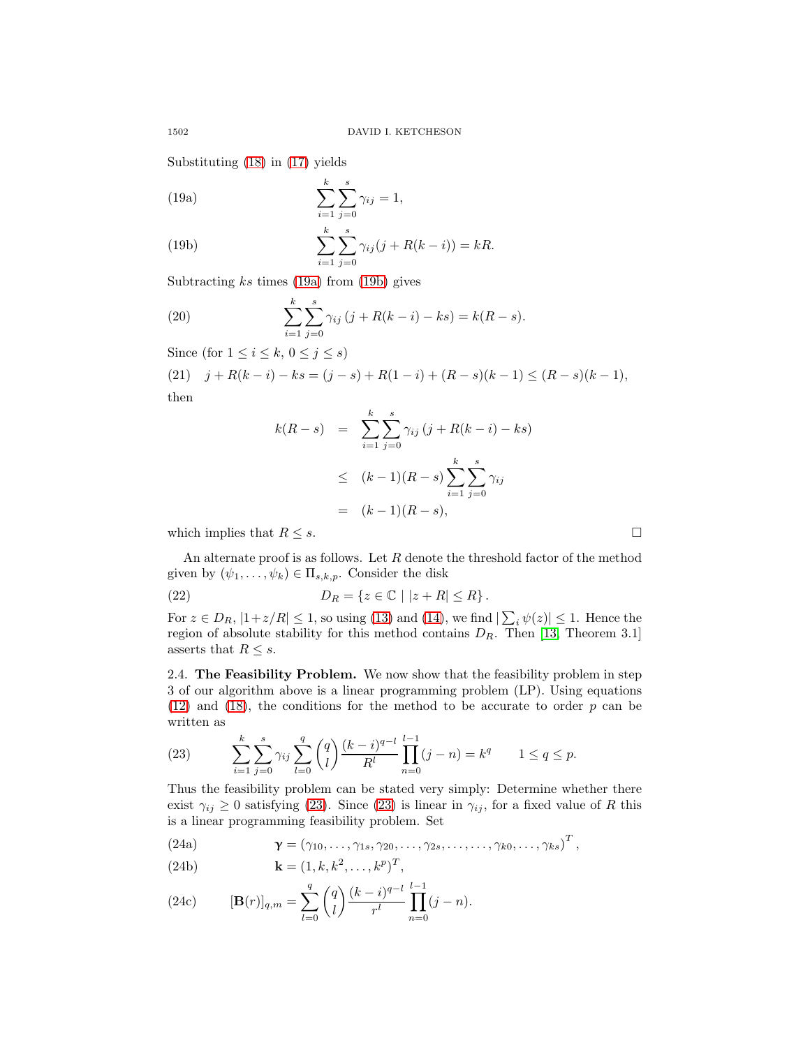Substituting (18) in (17) yields

$$\sum_{i=1}^{k}\sum_{j=0}^{s}\gamma_{ij} = 1, \tag{19a}$$

$$\sum_{i=1}^{k}\sum_{j=0}^{s}\gamma_{ij}(j + R(k-i)) = kR. \tag{19b}$$

Subtracting $ks$ times (19a) from (19b) gives

$$\sum_{i=1}^{k}\sum_{j=0}^{s}\gamma_{ij}\left(j + R(k-i) - ks\right) = k(R-s). \tag{20}$$

Since (for $1 \le i \le k$, $0 \le j \le s$)

$$j + R(k-i) - ks = (j-s) + R(1-i) + (R-s)(k-1) \le (R-s)(k-1), \tag{21}$$

then

$$\begin{aligned}
k(R-s) &= \sum_{i=1}^{k}\sum_{j=0}^{s}\gamma_{ij}\left(j + R(k-i) - ks\right) \\
&\le (k-1)(R-s)\sum_{i=1}^{k}\sum_{j=0}^{s}\gamma_{ij} \\
&= (k-1)(R-s),
\end{aligned}$$

which implies that $R \le s$. □

An alternate proof is as follows. Let $R$ denote the threshold factor of the method given by $(\psi_1, \ldots, \psi_k) \in \Pi_{s,k,p}$. Consider the disk

$$D_R = \{z \in \mathbb{C} \mid |z + R| \le R\}. \tag{22}$$

For $z \in D_R$, $|1 + z/R| \le 1$, so using (13) and (14), we find $|\sum_i \psi(z)| \le 1$. Hence the region of absolute stability for this method contains $D_R$. Then [13, Theorem 3.1] asserts that $R \le s$.

### 2.4. The Feasibility Problem.

We now show that the feasibility problem in step 3 of our algorithm above is a linear programming problem (LP). Using equations (12) and (18), the conditions for the method to be accurate to order $p$ can be written as

$$\sum_{i=1}^{k}\sum_{j=0}^{s}\gamma_{ij}\sum_{l=0}^{q}\binom{q}{l}\frac{(k-i)^{q-l}}{R^l}\prod_{n=0}^{l-1}(j-n) = k^q \qquad 1 \le q \le p. \tag{23}$$

Thus the feasibility problem can be stated very simply: Determine whether there exist $\gamma_{ij} \ge 0$ satisfying (23). Since (23) is linear in $\gamma_{ij}$, for a fixed value of $R$ this is a linear programming feasibility problem. Set

$$\boldsymbol{\gamma} = \left(\gamma_{10}, \ldots, \gamma_{1s}, \gamma_{20}, \ldots, \gamma_{2s}, \ldots, \ldots, \gamma_{k0}, \ldots, \gamma_{ks}\right)^T, \tag{24a}$$

$$\mathbf{k} = (1, k, k^2, \ldots, k^p)^T, \tag{24b}$$

$$[\mathbf{B}(r)]_{q,m} = \sum_{l=0}^{q}\binom{q}{l}\frac{(k-i)^{q-l}}{r^l}\prod_{n=0}^{l-1}(j-n). \tag{24c}$$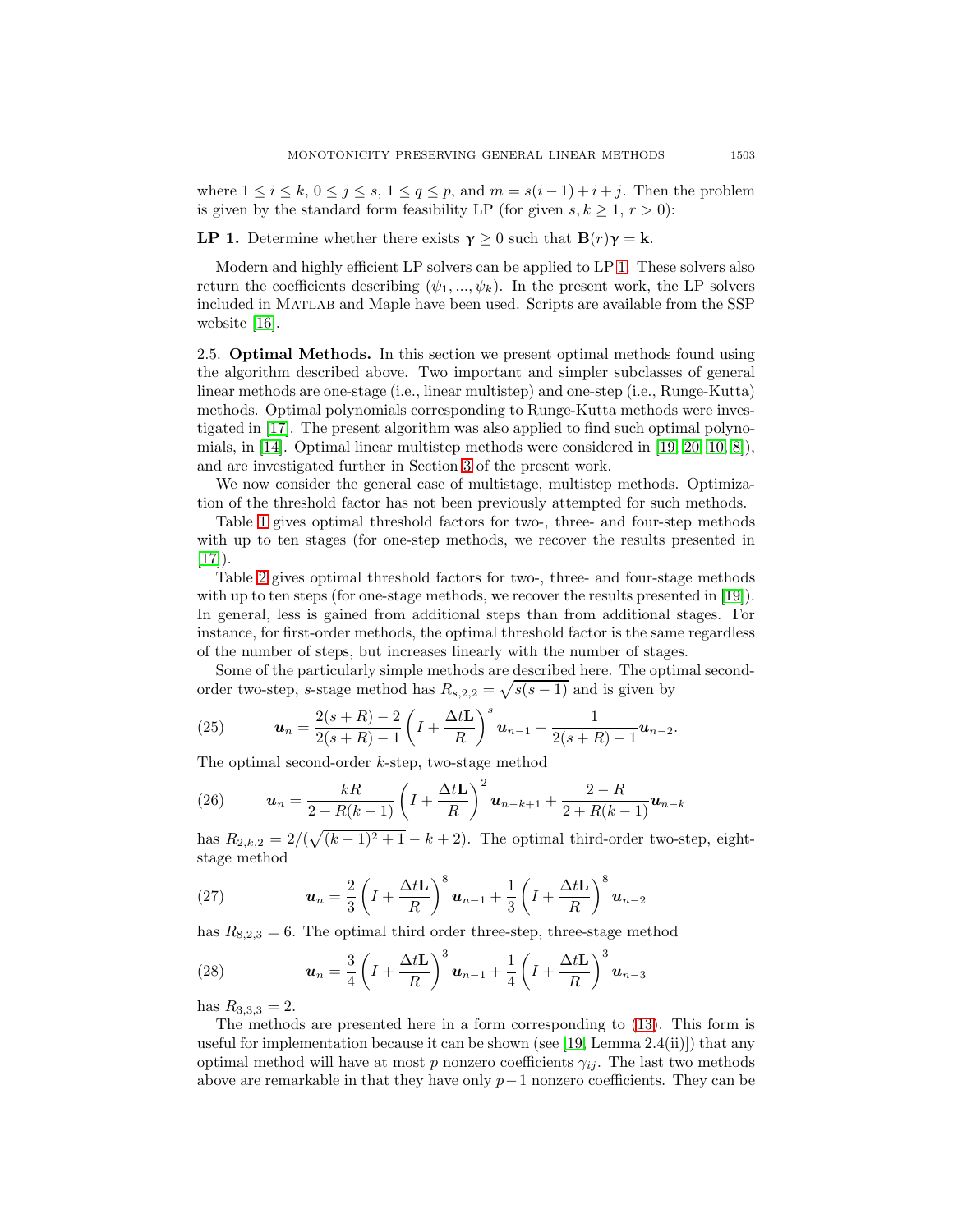where $1 \leq i \leq k$, $0 \leq j \leq s$, $1 \leq q \leq p$, and $m = s(i-1)+i+j$. Then the problem is given by the standard form feasibility LP (for given $s, k \geq 1$, $r > 0$):

**LP 1.** Determine whether there exists $\boldsymbol{\gamma} \geq 0$ such that $\mathbf{B}(r)\boldsymbol{\gamma} = \mathbf{k}$.

Modern and highly efficient LP solvers can be applied to LP 1. These solvers also return the coefficients describing $(\psi_1, ..., \psi_k)$. In the present work, the LP solvers included in MATLAB and Maple have been used. Scripts are available from the SSP website [16].

2.5. **Optimal Methods.** In this section we present optimal methods found using the algorithm described above. Two important and simpler subclasses of general linear methods are one-stage (i.e., linear multistep) and one-step (i.e., Runge-Kutta) methods. Optimal polynomials corresponding to Runge-Kutta methods were investigated in [17]. The present algorithm was also applied to find such optimal polynomials, in [14]. Optimal linear multistep methods were considered in [19, 20, 10, 8]), and are investigated further in Section 3 of the present work.

We now consider the general case of multistage, multistep methods. Optimization of the threshold factor has not been previously attempted for such methods.

Table 1 gives optimal threshold factors for two-, three- and four-step methods with up to ten stages (for one-step methods, we recover the results presented in [17]).

Table 2 gives optimal threshold factors for two-, three- and four-stage methods with up to ten steps (for one-stage methods, we recover the results presented in [19]). In general, less is gained from additional steps than from additional stages. For instance, for first-order methods, the optimal threshold factor is the same regardless of the number of steps, but increases linearly with the number of stages.

Some of the particularly simple methods are described here. The optimal second-order two-step, $s$-stage method has $R_{s,2,2} = \sqrt{s(s-1)}$ and is given by

$$\boldsymbol{u}_n = \frac{2(s+R)-2}{2(s+R)-1}\left(I + \frac{\Delta t \mathbf{L}}{R}\right)^s \boldsymbol{u}_{n-1} + \frac{1}{2(s+R)-1}\boldsymbol{u}_{n-2}. \tag{25}$$

The optimal second-order $k$-step, two-stage method

$$\boldsymbol{u}_n = \frac{kR}{2+R(k-1)}\left(I + \frac{\Delta t \mathbf{L}}{R}\right)^2 \boldsymbol{u}_{n-k+1} + \frac{2-R}{2+R(k-1)}\boldsymbol{u}_{n-k} \tag{26}$$

has $R_{2,k,2} = 2/(\sqrt{(k-1)^2+1} - k + 2)$. The optimal third-order two-step, eight-stage method

$$\boldsymbol{u}_n = \frac{2}{3}\left(I + \frac{\Delta t \mathbf{L}}{R}\right)^8 \boldsymbol{u}_{n-1} + \frac{1}{3}\left(I + \frac{\Delta t \mathbf{L}}{R}\right)^8 \boldsymbol{u}_{n-2} \tag{27}$$

has $R_{8,2,3} = 6$. The optimal third order three-step, three-stage method

$$\boldsymbol{u}_n = \frac{3}{4}\left(I + \frac{\Delta t \mathbf{L}}{R}\right)^3 \boldsymbol{u}_{n-1} + \frac{1}{4}\left(I + \frac{\Delta t \mathbf{L}}{R}\right)^3 \boldsymbol{u}_{n-3} \tag{28}$$

has $R_{3,3,3} = 2$.

The methods are presented here in a form corresponding to (13). This form is useful for implementation because it can be shown (see [19, Lemma 2.4(ii)]) that any optimal method will have at most $p$ nonzero coefficients $\gamma_{ij}$. The last two methods above are remarkable in that they have only $p-1$ nonzero coefficients. They can be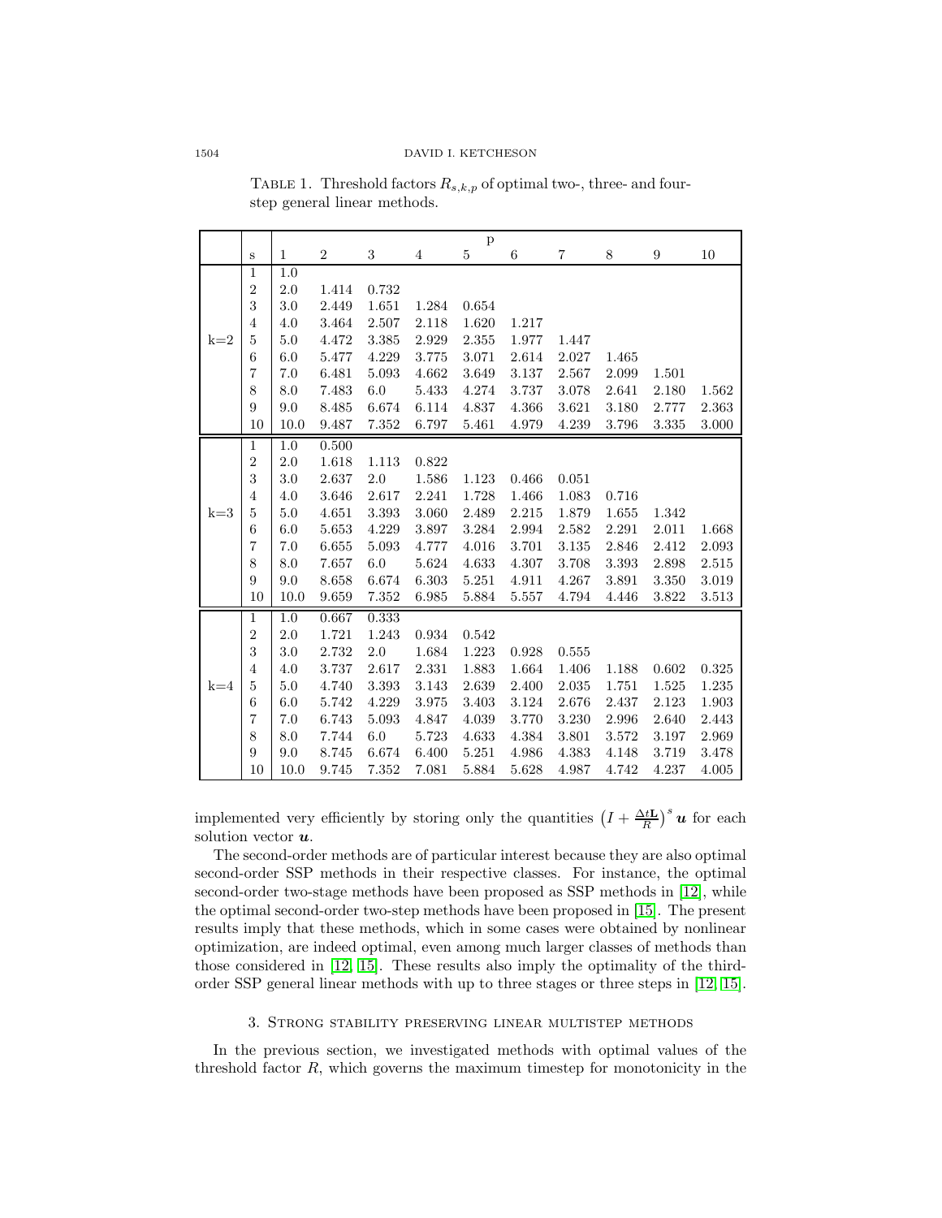TABLE 1. Threshold factors $R_{s,k,p}$ of optimal two-, three- and four-step general linear methods.

| | | p | | | | | | | | | |
|---|---|---|---|---|---|---|---|---|---|---|---|
| | s | 1 | 2 | 3 | 4 | 5 | 6 | 7 | 8 | 9 | 10 |
| k=2 | 1 | 1.0 | | | | | | | | | |
| | 2 | 2.0 | 1.414 | 0.732 | | | | | | | |
| | 3 | 3.0 | 2.449 | 1.651 | 1.284 | 0.654 | | | | | |
| | 4 | 4.0 | 3.464 | 2.507 | 2.118 | 1.620 | 1.217 | | | | |
| | 5 | 5.0 | 4.472 | 3.385 | 2.929 | 2.355 | 1.977 | 1.447 | | | |
| | 6 | 6.0 | 5.477 | 4.229 | 3.775 | 3.071 | 2.614 | 2.027 | 1.465 | | |
| | 7 | 7.0 | 6.481 | 5.093 | 4.662 | 3.649 | 3.137 | 2.567 | 2.099 | 1.501 | |
| | 8 | 8.0 | 7.483 | 6.0 | 5.433 | 4.274 | 3.737 | 3.078 | 2.641 | 2.180 | 1.562 |
| | 9 | 9.0 | 8.485 | 6.674 | 6.114 | 4.837 | 4.366 | 3.621 | 3.180 | 2.777 | 2.363 |
| | 10 | 10.0 | 9.487 | 7.352 | 6.797 | 5.461 | 4.979 | 4.239 | 3.796 | 3.335 | 3.000 |
| k=3 | 1 | 1.0 | 0.500 | | | | | | | | |
| | 2 | 2.0 | 1.618 | 1.113 | 0.822 | | | | | | |
| | 3 | 3.0 | 2.637 | 2.0 | 1.586 | 1.123 | 0.466 | 0.051 | | | |
| | 4 | 4.0 | 3.646 | 2.617 | 2.241 | 1.728 | 1.466 | 1.083 | 0.716 | | |
| | 5 | 5.0 | 4.651 | 3.393 | 3.060 | 2.489 | 2.215 | 1.879 | 1.655 | 1.342 | |
| | 6 | 6.0 | 5.653 | 4.229 | 3.897 | 3.284 | 2.994 | 2.582 | 2.291 | 2.011 | 1.668 |
| | 7 | 7.0 | 6.655 | 5.093 | 4.777 | 4.016 | 3.701 | 3.135 | 2.846 | 2.412 | 2.093 |
| | 8 | 8.0 | 7.657 | 6.0 | 5.624 | 4.633 | 4.307 | 3.708 | 3.393 | 2.898 | 2.515 |
| | 9 | 9.0 | 8.658 | 6.674 | 6.303 | 5.251 | 4.911 | 4.267 | 3.891 | 3.350 | 3.019 |
| | 10 | 10.0 | 9.659 | 7.352 | 6.985 | 5.884 | 5.557 | 4.794 | 4.446 | 3.822 | 3.513 |
| k=4 | 1 | 1.0 | 0.667 | 0.333 | | | | | | | |
| | 2 | 2.0 | 1.721 | 1.243 | 0.934 | 0.542 | | | | | |
| | 3 | 3.0 | 2.732 | 2.0 | 1.684 | 1.223 | 0.928 | 0.555 | | | |
| | 4 | 4.0 | 3.737 | 2.617 | 2.331 | 1.883 | 1.664 | 1.406 | 1.188 | 0.602 | 0.325 |
| | 5 | 5.0 | 4.740 | 3.393 | 3.143 | 2.639 | 2.400 | 2.035 | 1.751 | 1.525 | 1.235 |
| | 6 | 6.0 | 5.742 | 4.229 | 3.975 | 3.403 | 3.124 | 2.676 | 2.437 | 2.123 | 1.903 |
| | 7 | 7.0 | 6.743 | 5.093 | 4.847 | 4.039 | 3.770 | 3.230 | 2.996 | 2.640 | 2.443 |
| | 8 | 8.0 | 7.744 | 6.0 | 5.723 | 4.633 | 4.384 | 3.801 | 3.572 | 3.197 | 2.969 |
| | 9 | 9.0 | 8.745 | 6.674 | 6.400 | 5.251 | 4.986 | 4.383 | 4.148 | 3.719 | 3.478 |
| | 10 | 10.0 | 9.745 | 7.352 | 7.081 | 5.884 | 5.628 | 4.987 | 4.742 | 4.237 | 4.005 |

implemented very efficiently by storing only the quantities $\left(I + \frac{\Delta t \mathbf{L}}{R}\right)^s \boldsymbol{u}$ for each solution vector $\boldsymbol{u}$.

The second-order methods are of particular interest because they are also optimal second-order SSP methods in their respective classes. For instance, the optimal second-order two-stage methods have been proposed as SSP methods in [12], while the optimal second-order two-step methods have been proposed in [15]. The present results imply that these methods, which in some cases were obtained by nonlinear optimization, are indeed optimal, even among much larger classes of methods than those considered in [12, 15]. These results also imply the optimality of the third-order SSP general linear methods with up to three stages or three steps in [12, 15].

## 3. Strong stability preserving linear multistep methods

In the previous section, we investigated methods with optimal values of the threshold factor $R$, which governs the maximum timestep for monotonicity in the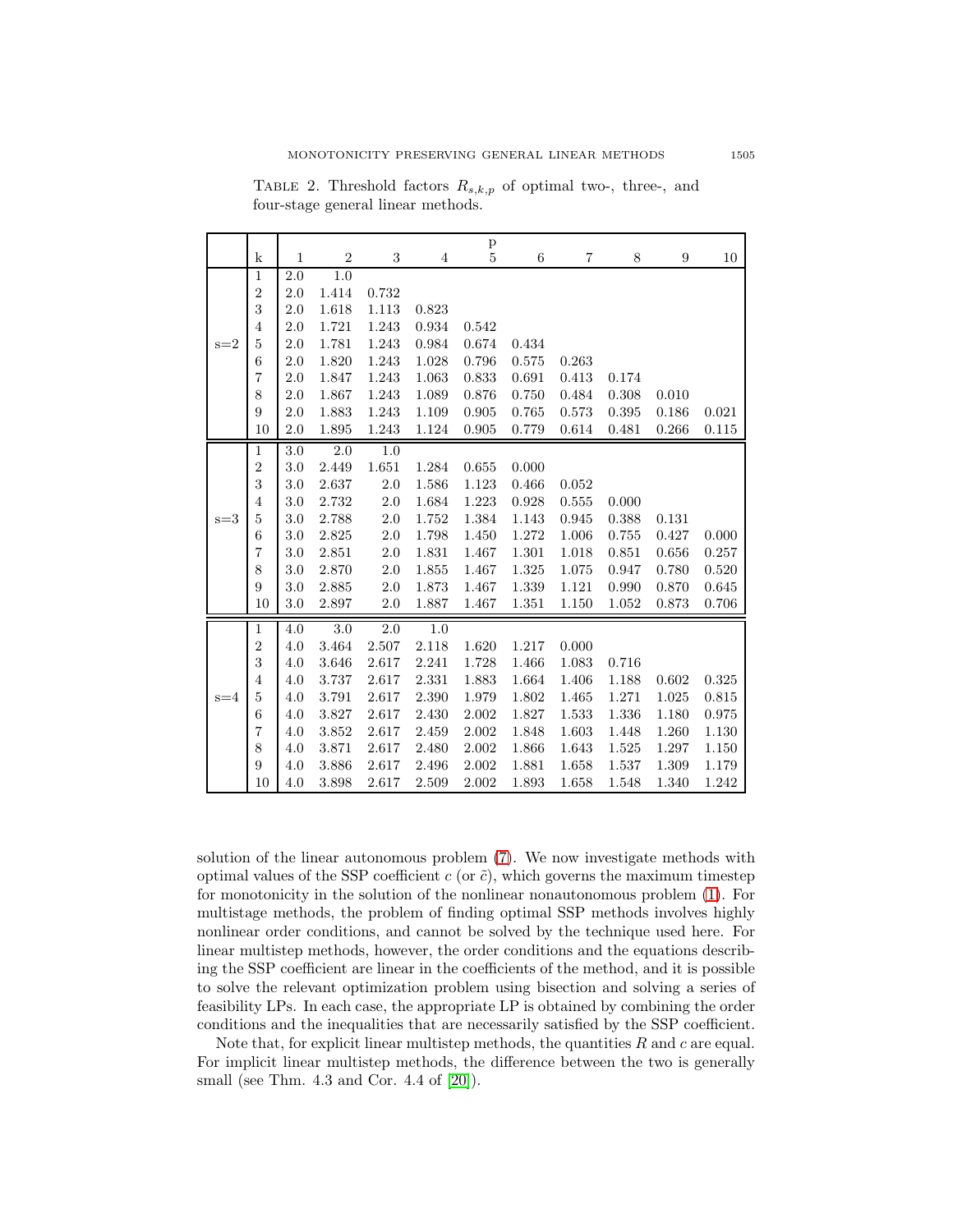TABLE 2. Threshold factors $R_{s,k,p}$ of optimal two-, three-, and four-stage general linear methods.

| | k | p=1 | 2 | 3 | 4 | 5 | 6 | 7 | 8 | 9 | 10 |
|---|---|---|---|---|---|---|---|---|---|---|---|
| s=2 | 1 | 2.0 | 1.0 | | | | | | | | |
| | 2 | 2.0 | 1.414 | 0.732 | | | | | | | |
| | 3 | 2.0 | 1.618 | 1.113 | 0.823 | | | | | | |
| | 4 | 2.0 | 1.721 | 1.243 | 0.934 | 0.542 | | | | | |
| | 5 | 2.0 | 1.781 | 1.243 | 0.984 | 0.674 | 0.434 | | | | |
| | 6 | 2.0 | 1.820 | 1.243 | 1.028 | 0.796 | 0.575 | 0.263 | | | |
| | 7 | 2.0 | 1.847 | 1.243 | 1.063 | 0.833 | 0.691 | 0.413 | 0.174 | | |
| | 8 | 2.0 | 1.867 | 1.243 | 1.089 | 0.876 | 0.750 | 0.484 | 0.308 | 0.010 | |
| | 9 | 2.0 | 1.883 | 1.243 | 1.109 | 0.905 | 0.765 | 0.573 | 0.395 | 0.186 | 0.021 |
| | 10 | 2.0 | 1.895 | 1.243 | 1.124 | 0.905 | 0.779 | 0.614 | 0.481 | 0.266 | 0.115 |
| s=3 | 1 | 3.0 | 2.0 | 1.0 | | | | | | | |
| | 2 | 3.0 | 2.449 | 1.651 | 1.284 | 0.655 | 0.000 | | | | |
| | 3 | 3.0 | 2.637 | 2.0 | 1.586 | 1.123 | 0.466 | 0.052 | | | |
| | 4 | 3.0 | 2.732 | 2.0 | 1.684 | 1.223 | 0.928 | 0.555 | 0.000 | | |
| | 5 | 3.0 | 2.788 | 2.0 | 1.752 | 1.384 | 1.143 | 0.945 | 0.388 | 0.131 | |
| | 6 | 3.0 | 2.825 | 2.0 | 1.798 | 1.450 | 1.272 | 1.006 | 0.755 | 0.427 | 0.000 |
| | 7 | 3.0 | 2.851 | 2.0 | 1.831 | 1.467 | 1.301 | 1.018 | 0.851 | 0.656 | 0.257 |
| | 8 | 3.0 | 2.870 | 2.0 | 1.855 | 1.467 | 1.325 | 1.075 | 0.947 | 0.780 | 0.520 |
| | 9 | 3.0 | 2.885 | 2.0 | 1.873 | 1.467 | 1.339 | 1.121 | 0.990 | 0.870 | 0.645 |
| | 10 | 3.0 | 2.897 | 2.0 | 1.887 | 1.467 | 1.351 | 1.150 | 1.052 | 0.873 | 0.706 |
| s=4 | 1 | 4.0 | 3.0 | 2.0 | 1.0 | | | | | | |
| | 2 | 4.0 | 3.464 | 2.507 | 2.118 | 1.620 | 1.217 | 0.000 | | | |
| | 3 | 4.0 | 3.646 | 2.617 | 2.241 | 1.728 | 1.466 | 1.083 | 0.716 | | |
| | 4 | 4.0 | 3.737 | 2.617 | 2.331 | 1.883 | 1.664 | 1.406 | 1.188 | 0.602 | 0.325 |
| | 5 | 4.0 | 3.791 | 2.617 | 2.390 | 1.979 | 1.802 | 1.465 | 1.271 | 1.025 | 0.815 |
| | 6 | 4.0 | 3.827 | 2.617 | 2.430 | 2.002 | 1.827 | 1.533 | 1.336 | 1.180 | 0.975 |
| | 7 | 4.0 | 3.852 | 2.617 | 2.459 | 2.002 | 1.848 | 1.603 | 1.448 | 1.260 | 1.130 |
| | 8 | 4.0 | 3.871 | 2.617 | 2.480 | 2.002 | 1.866 | 1.643 | 1.525 | 1.297 | 1.150 |
| | 9 | 4.0 | 3.886 | 2.617 | 2.496 | 2.002 | 1.881 | 1.658 | 1.537 | 1.309 | 1.179 |
| | 10 | 4.0 | 3.898 | 2.617 | 2.509 | 2.002 | 1.893 | 1.658 | 1.548 | 1.340 | 1.242 |

solution of the linear autonomous problem (7). We now investigate methods with optimal values of the SSP coefficient $c$ (or $\tilde{c}$), which governs the maximum timestep for monotonicity in the solution of the nonlinear nonautonomous problem (1). For multistage methods, the problem of finding optimal SSP methods involves highly nonlinear order conditions, and cannot be solved by the technique used here. For linear multistep methods, however, the order conditions and the equations describing the SSP coefficient are linear in the coefficients of the method, and it is possible to solve the relevant optimization problem using bisection and solving a series of feasibility LPs. In each case, the appropriate LP is obtained by combining the order conditions and the inequalities that are necessarily satisfied by the SSP coefficient.

Note that, for explicit linear multistep methods, the quantities $R$ and $c$ are equal. For implicit linear multistep methods, the difference between the two is generally small (see Thm. 4.3 and Cor. 4.4 of [20]).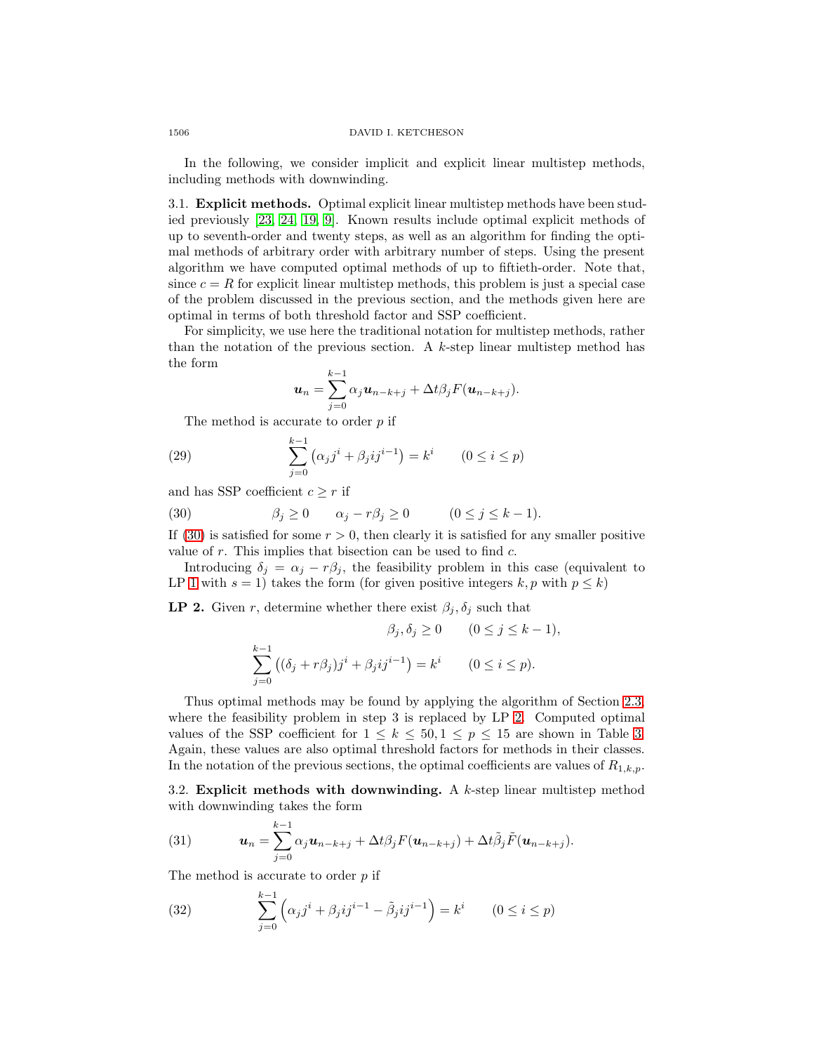In the following, we consider implicit and explicit linear multistep methods, including methods with downwinding.

### 3.1. Explicit methods.

Optimal explicit linear multistep methods have been studied previously [23, 24, 19, 9]. Known results include optimal explicit methods of up to seventh-order and twenty steps, as well as an algorithm for finding the optimal methods of arbitrary order with arbitrary number of steps. Using the present algorithm we have computed optimal methods of up to fiftieth-order. Note that, since $c = R$ for explicit linear multistep methods, this problem is just a special case of the problem discussed in the previous section, and the methods given here are optimal in terms of both threshold factor and SSP coefficient.

For simplicity, we use here the traditional notation for multistep methods, rather than the notation of the previous section. A $k$-step linear multistep method has the form

$$\boldsymbol{u}_n = \sum_{j=0}^{k-1} \alpha_j \boldsymbol{u}_{n-k+j} + \Delta t \beta_j F(\boldsymbol{u}_{n-k+j}).$$

The method is accurate to order $p$ if

$$\sum_{j=0}^{k-1} \left(\alpha_j j^i + \beta_j i j^{i-1}\right) = k^i \qquad (0 \le i \le p) \tag{29}$$

and has SSP coefficient $c \ge r$ if

$$\beta_j \ge 0 \qquad \alpha_j - r\beta_j \ge 0 \qquad (0 \le j \le k-1). \tag{30}$$

If (30) is satisfied for some $r > 0$, then clearly it is satisfied for any smaller positive value of $r$. This implies that bisection can be used to find $c$.

Introducing $\delta_j = \alpha_j - r\beta_j$, the feasibility problem in this case (equivalent to LP 1 with $s = 1$) takes the form (for given positive integers $k, p$ with $p \le k$)

**LP 2.** Given $r$, determine whether there exist $\beta_j, \delta_j$ such that

$$\beta_j, \delta_j \ge 0 \qquad (0 \le j \le k-1),$$

$$\sum_{j=0}^{k-1} \left((\delta_j + r\beta_j) j^i + \beta_j i j^{i-1}\right) = k^i \qquad (0 \le i \le p).$$

Thus optimal methods may be found by applying the algorithm of Section 2.3, where the feasibility problem in step 3 is replaced by LP 2. Computed optimal values of the SSP coefficient for $1 \le k \le 50, 1 \le p \le 15$ are shown in Table 3. Again, these values are also optimal threshold factors for methods in their classes. In the notation of the previous sections, the optimal coefficients are values of $R_{1,k,p}$.

### 3.2. Explicit methods with downwinding.

A $k$-step linear multistep method with downwinding takes the form

$$\boldsymbol{u}_n = \sum_{j=0}^{k-1} \alpha_j \boldsymbol{u}_{n-k+j} + \Delta t \beta_j F(\boldsymbol{u}_{n-k+j}) + \Delta t \tilde{\beta}_j \tilde{F}(\boldsymbol{u}_{n-k+j}). \tag{31}$$

The method is accurate to order $p$ if

$$\sum_{j=0}^{k-1} \left(\alpha_j j^i + \beta_j i j^{i-1} - \tilde{\beta}_j i j^{i-1}\right) = k^i \qquad (0 \le i \le p) \tag{32}$$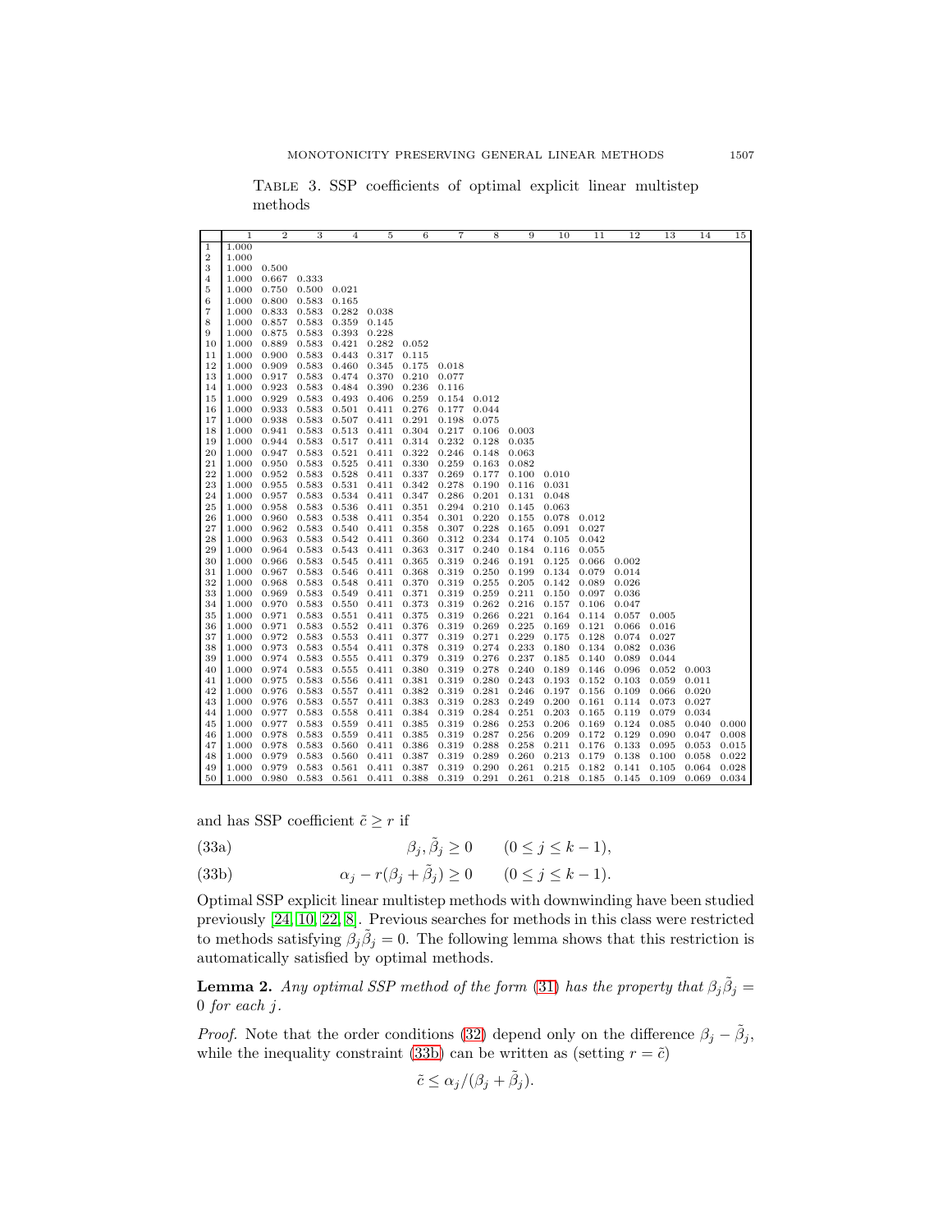Table 3. SSP coefficients of optimal explicit linear multistep methods

| | 1 | 2 | 3 | 4 | 5 | 6 | 7 | 8 | 9 | 10 | 11 | 12 | 13 | 14 | 15 |
|---|---|---|---|---|---|---|---|---|---|---|---|---|---|---|---|
| 1 | 1.000 | | | | | | | | | | | | | | |
| 2 | 1.000 | | | | | | | | | | | | | | |
| 3 | 1.000 | 0.500 | | | | | | | | | | | | | |
| 4 | 1.000 | 0.667 | 0.333 | | | | | | | | | | | | |
| 5 | 1.000 | 0.750 | 0.500 | 0.021 | | | | | | | | | | | |
| 6 | 1.000 | 0.800 | 0.583 | 0.165 | | | | | | | | | | | |
| 7 | 1.000 | 0.833 | 0.583 | 0.282 | 0.038 | | | | | | | | | | |
| 8 | 1.000 | 0.857 | 0.583 | 0.359 | 0.145 | | | | | | | | | | |
| 9 | 1.000 | 0.875 | 0.583 | 0.393 | 0.228 | | | | | | | | | | |
| 10 | 1.000 | 0.889 | 0.583 | 0.421 | 0.282 | 0.052 | | | | | | | | | |
| 11 | 1.000 | 0.900 | 0.583 | 0.443 | 0.317 | 0.115 | | | | | | | | | |
| 12 | 1.000 | 0.909 | 0.583 | 0.460 | 0.345 | 0.175 | 0.018 | | | | | | | | |
| 13 | 1.000 | 0.917 | 0.583 | 0.474 | 0.370 | 0.210 | 0.077 | | | | | | | | |
| 14 | 1.000 | 0.923 | 0.583 | 0.484 | 0.390 | 0.236 | 0.116 | | | | | | | | |
| 15 | 1.000 | 0.929 | 0.583 | 0.493 | 0.406 | 0.259 | 0.154 | 0.012 | | | | | | | |
| 16 | 1.000 | 0.933 | 0.583 | 0.501 | 0.411 | 0.276 | 0.177 | 0.044 | | | | | | | |
| 17 | 1.000 | 0.938 | 0.583 | 0.507 | 0.411 | 0.291 | 0.198 | 0.075 | | | | | | | |
| 18 | 1.000 | 0.941 | 0.583 | 0.513 | 0.411 | 0.304 | 0.217 | 0.106 | 0.003 | | | | | | |
| 19 | 1.000 | 0.944 | 0.583 | 0.517 | 0.411 | 0.314 | 0.232 | 0.128 | 0.035 | | | | | | |
| 20 | 1.000 | 0.947 | 0.583 | 0.521 | 0.411 | 0.322 | 0.246 | 0.148 | 0.063 | | | | | | |
| 21 | 1.000 | 0.950 | 0.583 | 0.525 | 0.411 | 0.330 | 0.259 | 0.163 | 0.082 | | | | | | |
| 22 | 1.000 | 0.952 | 0.583 | 0.528 | 0.411 | 0.337 | 0.269 | 0.177 | 0.100 | 0.010 | | | | | |
| 23 | 1.000 | 0.955 | 0.583 | 0.531 | 0.411 | 0.342 | 0.278 | 0.190 | 0.116 | 0.031 | | | | | |
| 24 | 1.000 | 0.957 | 0.583 | 0.534 | 0.411 | 0.347 | 0.286 | 0.201 | 0.131 | 0.048 | | | | | |
| 25 | 1.000 | 0.958 | 0.583 | 0.536 | 0.411 | 0.351 | 0.294 | 0.210 | 0.145 | 0.063 | | | | | |
| 26 | 1.000 | 0.960 | 0.583 | 0.538 | 0.411 | 0.354 | 0.301 | 0.220 | 0.155 | 0.078 | 0.012 | | | | |
| 27 | 1.000 | 0.962 | 0.583 | 0.540 | 0.411 | 0.358 | 0.307 | 0.228 | 0.165 | 0.091 | 0.027 | | | | |
| 28 | 1.000 | 0.963 | 0.583 | 0.542 | 0.411 | 0.360 | 0.312 | 0.234 | 0.174 | 0.105 | 0.042 | | | | |
| 29 | 1.000 | 0.964 | 0.583 | 0.543 | 0.411 | 0.363 | 0.317 | 0.240 | 0.184 | 0.116 | 0.055 | | | | |
| 30 | 1.000 | 0.966 | 0.583 | 0.545 | 0.411 | 0.365 | 0.319 | 0.246 | 0.191 | 0.125 | 0.066 | 0.002 | | | |
| 31 | 1.000 | 0.967 | 0.583 | 0.546 | 0.411 | 0.368 | 0.319 | 0.250 | 0.199 | 0.134 | 0.079 | 0.014 | | | |
| 32 | 1.000 | 0.968 | 0.583 | 0.548 | 0.411 | 0.370 | 0.319 | 0.255 | 0.205 | 0.142 | 0.089 | 0.026 | | | |
| 33 | 1.000 | 0.969 | 0.583 | 0.549 | 0.411 | 0.371 | 0.319 | 0.259 | 0.211 | 0.150 | 0.097 | 0.036 | | | |
| 34 | 1.000 | 0.970 | 0.583 | 0.550 | 0.411 | 0.373 | 0.319 | 0.262 | 0.216 | 0.157 | 0.106 | 0.047 | | | |
| 35 | 1.000 | 0.971 | 0.583 | 0.551 | 0.411 | 0.375 | 0.319 | 0.266 | 0.221 | 0.164 | 0.114 | 0.057 | 0.005 | | |
| 36 | 1.000 | 0.971 | 0.583 | 0.552 | 0.411 | 0.376 | 0.319 | 0.269 | 0.225 | 0.169 | 0.121 | 0.066 | 0.016 | | |
| 37 | 1.000 | 0.972 | 0.583 | 0.553 | 0.411 | 0.377 | 0.319 | 0.271 | 0.229 | 0.175 | 0.128 | 0.074 | 0.027 | | |
| 38 | 1.000 | 0.973 | 0.583 | 0.554 | 0.411 | 0.378 | 0.319 | 0.274 | 0.233 | 0.180 | 0.134 | 0.082 | 0.036 | | |
| 39 | 1.000 | 0.974 | 0.583 | 0.555 | 0.411 | 0.379 | 0.319 | 0.276 | 0.237 | 0.185 | 0.140 | 0.089 | 0.044 | | |
| 40 | 1.000 | 0.974 | 0.583 | 0.555 | 0.411 | 0.380 | 0.319 | 0.278 | 0.240 | 0.189 | 0.146 | 0.096 | 0.052 | 0.003 | |
| 41 | 1.000 | 0.975 | 0.583 | 0.556 | 0.411 | 0.381 | 0.319 | 0.280 | 0.243 | 0.193 | 0.152 | 0.103 | 0.059 | 0.011 | |
| 42 | 1.000 | 0.976 | 0.583 | 0.557 | 0.411 | 0.382 | 0.319 | 0.281 | 0.246 | 0.197 | 0.156 | 0.109 | 0.066 | 0.020 | |
| 43 | 1.000 | 0.976 | 0.583 | 0.557 | 0.411 | 0.383 | 0.319 | 0.283 | 0.249 | 0.200 | 0.161 | 0.114 | 0.073 | 0.027 | |
| 44 | 1.000 | 0.977 | 0.583 | 0.558 | 0.411 | 0.384 | 0.319 | 0.284 | 0.251 | 0.203 | 0.165 | 0.119 | 0.079 | 0.034 | |
| 45 | 1.000 | 0.977 | 0.583 | 0.559 | 0.411 | 0.385 | 0.319 | 0.286 | 0.253 | 0.206 | 0.169 | 0.124 | 0.085 | 0.040 | 0.000 |
| 46 | 1.000 | 0.978 | 0.583 | 0.559 | 0.411 | 0.385 | 0.319 | 0.287 | 0.256 | 0.209 | 0.172 | 0.129 | 0.090 | 0.047 | 0.008 |
| 47 | 1.000 | 0.978 | 0.583 | 0.560 | 0.411 | 0.386 | 0.319 | 0.288 | 0.258 | 0.211 | 0.176 | 0.133 | 0.095 | 0.053 | 0.015 |
| 48 | 1.000 | 0.979 | 0.583 | 0.560 | 0.411 | 0.387 | 0.319 | 0.289 | 0.260 | 0.213 | 0.179 | 0.138 | 0.100 | 0.058 | 0.022 |
| 49 | 1.000 | 0.979 | 0.583 | 0.561 | 0.411 | 0.387 | 0.319 | 0.290 | 0.261 | 0.215 | 0.182 | 0.141 | 0.105 | 0.064 | 0.028 |
| 50 | 1.000 | 0.980 | 0.583 | 0.561 | 0.411 | 0.388 | 0.319 | 0.291 | 0.261 | 0.218 | 0.185 | 0.145 | 0.109 | 0.069 | 0.034 |

and has SSP coefficient $\tilde{c} \geq r$ if

$$\beta_j, \tilde{\beta}_j \geq 0 \qquad (0 \leq j \leq k-1), \tag{33a}$$

$$\alpha_j - r(\beta_j + \tilde{\beta}_j) \geq 0 \qquad (0 \leq j \leq k-1). \tag{33b}$$

Optimal SSP explicit linear multistep methods with downwinding have been studied previously [24, 10, 22, 8]. Previous searches for methods in this class were restricted to methods satisfying $\beta_j\tilde{\beta}_j = 0$. The following lemma shows that this restriction is automatically satisfied by optimal methods.

**Lemma 2.** *Any optimal SSP method of the form (31) has the property that $\beta_j\tilde{\beta}_j = 0$ for each $j$.*

*Proof.* Note that the order conditions (32) depend only on the difference $\beta_j - \tilde{\beta}_j$, while the inequality constraint (33b) can be written as (setting $r = \tilde{c}$)

$$\tilde{c} \leq \alpha_j/(\beta_j + \tilde{\beta}_j).$$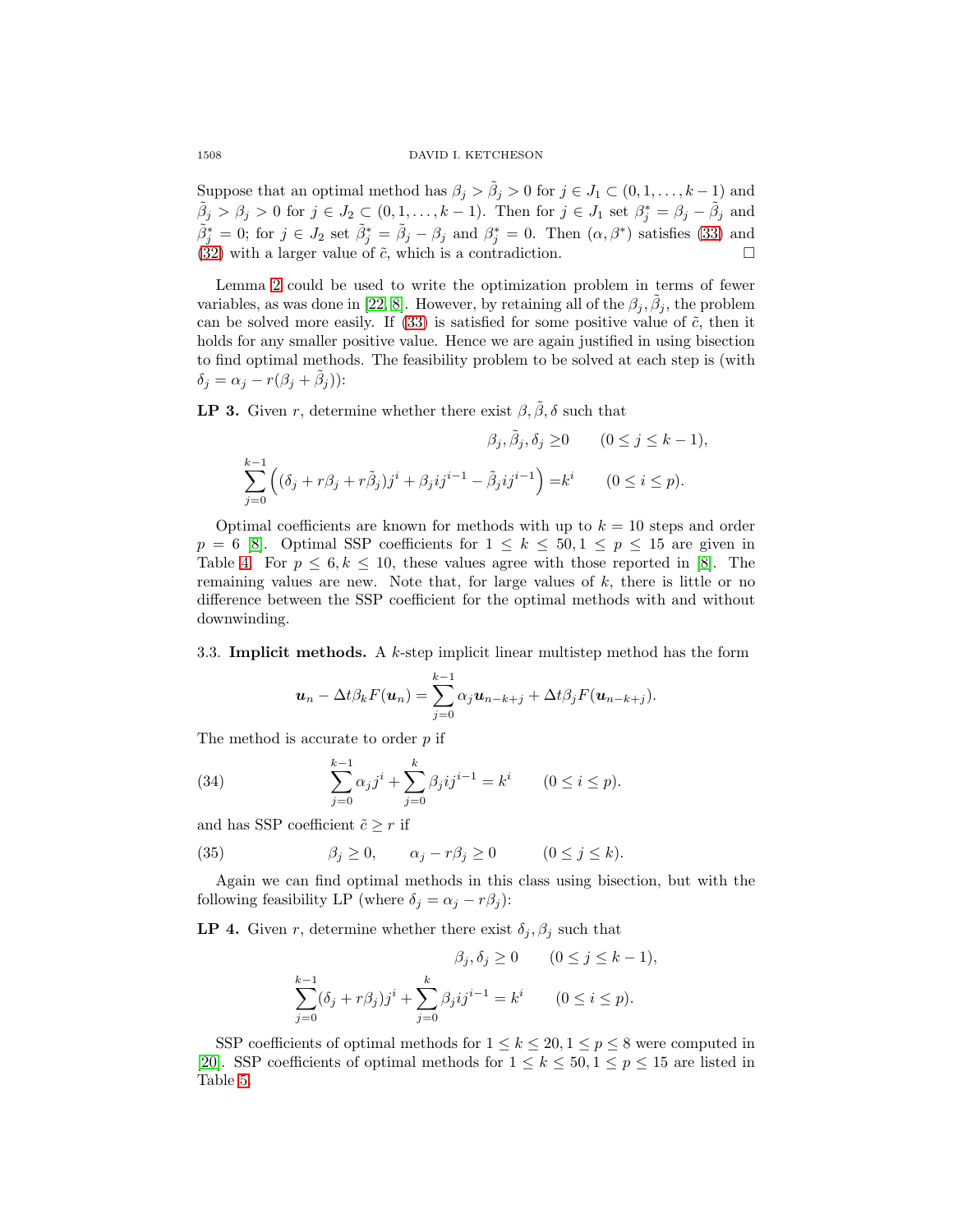Suppose that an optimal method has $\beta_j > \tilde{\beta}_j > 0$ for $j \in J_1 \subset (0, 1, \ldots, k-1)$ and $\tilde{\beta}_j > \beta_j > 0$ for $j \in J_2 \subset (0, 1, \ldots, k-1)$. Then for $j \in J_1$ set $\beta_j^* = \beta_j - \tilde{\beta}_j$ and $\tilde{\beta}_j^* = 0$; for $j \in J_2$ set $\tilde{\beta}_j^* = \tilde{\beta}_j - \beta_j$ and $\beta_j^* = 0$. Then $(\alpha, \beta^*)$ satisfies (33) and (32) with a larger value of $\tilde{c}$, which is a contradiction. □

Lemma 2 could be used to write the optimization problem in terms of fewer variables, as was done in [22, 8]. However, by retaining all of the $\beta_j, \tilde{\beta}_j$, the problem can be solved more easily. If (33) is satisfied for some positive value of $\tilde{c}$, then it holds for any smaller positive value. Hence we are again justified in using bisection to find optimal methods. The feasibility problem to be solved at each step is (with $\delta_j = \alpha_j - r(\beta_j + \tilde{\beta}_j)$):

**LP 3.** Given $r$, determine whether there exist $\beta, \tilde{\beta}, \delta$ such that

$$\beta_j, \tilde{\beta}_j, \delta_j \geq 0 \qquad (0 \leq j \leq k-1),$$

$$\sum_{j=0}^{k-1} \left( (\delta_j + r\beta_j + r\tilde{\beta}_j) j^i + \beta_j i j^{i-1} - \tilde{\beta}_j i j^{i-1} \right) = k^i \qquad (0 \leq i \leq p).$$

Optimal coefficients are known for methods with up to $k = 10$ steps and order $p = 6$ [8]. Optimal SSP coefficients for $1 \leq k \leq 50, 1 \leq p \leq 15$ are given in Table 4. For $p \leq 6, k \leq 10$, these values agree with those reported in [8]. The remaining values are new. Note that, for large values of $k$, there is little or no difference between the SSP coefficient for the optimal methods with and without downwinding.

3.3. **Implicit methods.** A $k$-step implicit linear multistep method has the form

$$\boldsymbol{u}_n - \Delta t \beta_k F(\boldsymbol{u}_n) = \sum_{j=0}^{k-1} \alpha_j \boldsymbol{u}_{n-k+j} + \Delta t \beta_j F(\boldsymbol{u}_{n-k+j}).$$

The method is accurate to order $p$ if

$$\sum_{j=0}^{k-1} \alpha_j j^i + \sum_{j=0}^{k} \beta_j i j^{i-1} = k^i \qquad (0 \leq i \leq p). \tag{34}$$

and has SSP coefficient $\tilde{c} \geq r$ if

$$\beta_j \geq 0, \qquad \alpha_j - r\beta_j \geq 0 \qquad (0 \leq j \leq k). \tag{35}$$

Again we can find optimal methods in this class using bisection, but with the following feasibility LP (where $\delta_j = \alpha_j - r\beta_j$):

**LP 4.** Given $r$, determine whether there exist $\delta_j, \beta_j$ such that

$$\beta_j, \delta_j \geq 0 \qquad (0 \leq j \leq k-1),$$

$$\sum_{j=0}^{k-1} (\delta_j + r\beta_j) j^i + \sum_{j=0}^{k} \beta_j i j^{i-1} = k^i \qquad (0 \leq i \leq p).$$

SSP coefficients of optimal methods for $1 \leq k \leq 20, 1 \leq p \leq 8$ were computed in [20]. SSP coefficients of optimal methods for $1 \leq k \leq 50, 1 \leq p \leq 15$ are listed in Table 5.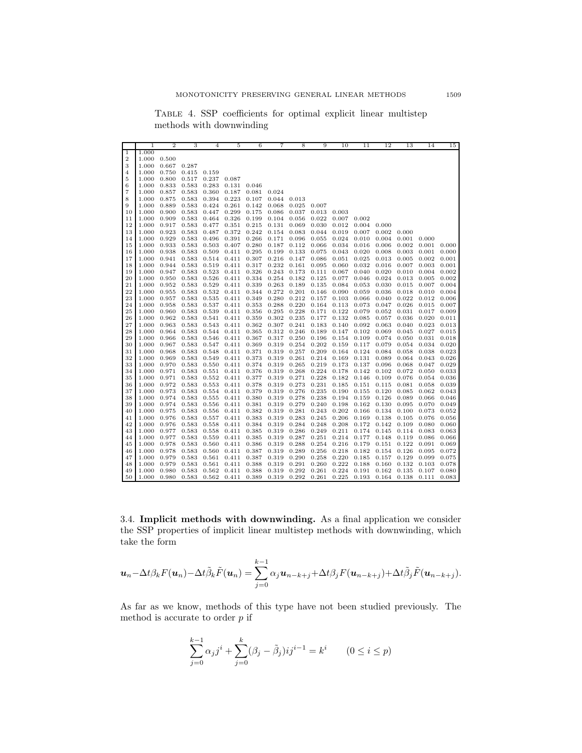Table 4. SSP coefficients for optimal explicit linear multistep methods with downwinding

| | 1 | 2 | 3 | 4 | 5 | 6 | 7 | 8 | 9 | 10 | 11 | 12 | 13 | 14 | 15 |
|---|---|---|---|---|---|---|---|---|---|---|---|---|---|---|---|
| 1 | 1.000 | | | | | | | | | | | | | | |
| 2 | 1.000 | 0.500 | | | | | | | | | | | | | |
| 3 | 1.000 | 0.667 | 0.287 | | | | | | | | | | | | |
| 4 | 1.000 | 0.750 | 0.415 | 0.159 | | | | | | | | | | | |
| 5 | 1.000 | 0.800 | 0.517 | 0.237 | 0.087 | | | | | | | | | | |
| 6 | 1.000 | 0.833 | 0.583 | 0.283 | 0.131 | 0.046 | | | | | | | | | |
| 7 | 1.000 | 0.857 | 0.583 | 0.360 | 0.187 | 0.081 | 0.024 | | | | | | | | |
| 8 | 1.000 | 0.875 | 0.583 | 0.394 | 0.223 | 0.107 | 0.044 | 0.013 | | | | | | | |
| 9 | 1.000 | 0.889 | 0.583 | 0.424 | 0.261 | 0.142 | 0.068 | 0.025 | 0.007 | | | | | | |
| 10 | 1.000 | 0.900 | 0.583 | 0.447 | 0.299 | 0.175 | 0.086 | 0.037 | 0.013 | 0.003 | | | | | |
| 11 | 1.000 | 0.909 | 0.583 | 0.464 | 0.326 | 0.199 | 0.104 | 0.056 | 0.022 | 0.007 | 0.002 | | | | |
| 12 | 1.000 | 0.917 | 0.583 | 0.477 | 0.351 | 0.215 | 0.131 | 0.069 | 0.030 | 0.012 | 0.004 | 0.000 | | | |
| 13 | 1.000 | 0.923 | 0.583 | 0.487 | 0.372 | 0.242 | 0.154 | 0.083 | 0.044 | 0.019 | 0.007 | 0.002 | 0.000 | | |
| 14 | 1.000 | 0.929 | 0.583 | 0.496 | 0.391 | 0.266 | 0.171 | 0.096 | 0.055 | 0.024 | 0.010 | 0.004 | 0.001 | 0.000 | |
| 15 | 1.000 | 0.933 | 0.583 | 0.503 | 0.407 | 0.280 | 0.187 | 0.112 | 0.066 | 0.034 | 0.016 | 0.006 | 0.002 | 0.001 | 0.000 |
| 16 | 1.000 | 0.938 | 0.583 | 0.509 | 0.411 | 0.295 | 0.199 | 0.133 | 0.075 | 0.043 | 0.020 | 0.008 | 0.003 | 0.001 | 0.000 |
| 17 | 1.000 | 0.941 | 0.583 | 0.514 | 0.411 | 0.307 | 0.216 | 0.147 | 0.086 | 0.051 | 0.025 | 0.013 | 0.005 | 0.002 | 0.001 |
| 18 | 1.000 | 0.944 | 0.583 | 0.519 | 0.411 | 0.317 | 0.232 | 0.161 | 0.095 | 0.060 | 0.032 | 0.016 | 0.007 | 0.003 | 0.001 |
| 19 | 1.000 | 0.947 | 0.583 | 0.523 | 0.411 | 0.326 | 0.243 | 0.173 | 0.111 | 0.067 | 0.040 | 0.020 | 0.010 | 0.004 | 0.002 |
| 20 | 1.000 | 0.950 | 0.583 | 0.526 | 0.411 | 0.334 | 0.254 | 0.182 | 0.125 | 0.077 | 0.046 | 0.024 | 0.013 | 0.005 | 0.002 |
| 21 | 1.000 | 0.952 | 0.583 | 0.529 | 0.411 | 0.339 | 0.263 | 0.189 | 0.135 | 0.084 | 0.053 | 0.030 | 0.015 | 0.007 | 0.004 |
| 22 | 1.000 | 0.955 | 0.583 | 0.532 | 0.411 | 0.344 | 0.272 | 0.201 | 0.146 | 0.090 | 0.059 | 0.036 | 0.018 | 0.010 | 0.004 |
| 23 | 1.000 | 0.957 | 0.583 | 0.535 | 0.411 | 0.349 | 0.280 | 0.212 | 0.157 | 0.103 | 0.066 | 0.040 | 0.022 | 0.012 | 0.006 |
| 24 | 1.000 | 0.958 | 0.583 | 0.537 | 0.411 | 0.353 | 0.288 | 0.220 | 0.164 | 0.113 | 0.073 | 0.047 | 0.026 | 0.015 | 0.007 |
| 25 | 1.000 | 0.960 | 0.583 | 0.539 | 0.411 | 0.356 | 0.295 | 0.228 | 0.171 | 0.122 | 0.079 | 0.052 | 0.031 | 0.017 | 0.009 |
| 26 | 1.000 | 0.962 | 0.583 | 0.541 | 0.411 | 0.359 | 0.302 | 0.235 | 0.177 | 0.132 | 0.085 | 0.057 | 0.036 | 0.020 | 0.011 |
| 27 | 1.000 | 0.963 | 0.583 | 0.543 | 0.411 | 0.362 | 0.307 | 0.241 | 0.183 | 0.140 | 0.092 | 0.063 | 0.040 | 0.023 | 0.013 |
| 28 | 1.000 | 0.964 | 0.583 | 0.544 | 0.411 | 0.365 | 0.312 | 0.246 | 0.189 | 0.147 | 0.102 | 0.069 | 0.045 | 0.027 | 0.015 |
| 29 | 1.000 | 0.966 | 0.583 | 0.546 | 0.411 | 0.367 | 0.317 | 0.250 | 0.196 | 0.154 | 0.109 | 0.074 | 0.050 | 0.031 | 0.018 |
| 30 | 1.000 | 0.967 | 0.583 | 0.547 | 0.411 | 0.369 | 0.319 | 0.254 | 0.202 | 0.159 | 0.117 | 0.079 | 0.054 | 0.034 | 0.020 |
| 31 | 1.000 | 0.968 | 0.583 | 0.548 | 0.411 | 0.371 | 0.319 | 0.257 | 0.209 | 0.164 | 0.124 | 0.084 | 0.058 | 0.038 | 0.023 |
| 32 | 1.000 | 0.969 | 0.583 | 0.549 | 0.411 | 0.373 | 0.319 | 0.261 | 0.214 | 0.169 | 0.131 | 0.089 | 0.064 | 0.043 | 0.026 |
| 33 | 1.000 | 0.970 | 0.583 | 0.550 | 0.411 | 0.374 | 0.319 | 0.265 | 0.219 | 0.173 | 0.137 | 0.096 | 0.068 | 0.047 | 0.029 |
| 34 | 1.000 | 0.971 | 0.583 | 0.551 | 0.411 | 0.376 | 0.319 | 0.268 | 0.224 | 0.178 | 0.142 | 0.102 | 0.072 | 0.050 | 0.033 |
| 35 | 1.000 | 0.971 | 0.583 | 0.552 | 0.411 | 0.377 | 0.319 | 0.271 | 0.228 | 0.182 | 0.146 | 0.109 | 0.076 | 0.054 | 0.036 |
| 36 | 1.000 | 0.972 | 0.583 | 0.553 | 0.411 | 0.378 | 0.319 | 0.273 | 0.231 | 0.185 | 0.151 | 0.115 | 0.081 | 0.058 | 0.039 |
| 37 | 1.000 | 0.973 | 0.583 | 0.554 | 0.411 | 0.379 | 0.319 | 0.276 | 0.235 | 0.190 | 0.155 | 0.120 | 0.085 | 0.062 | 0.043 |
| 38 | 1.000 | 0.974 | 0.583 | 0.555 | 0.411 | 0.380 | 0.319 | 0.278 | 0.238 | 0.194 | 0.159 | 0.126 | 0.089 | 0.066 | 0.046 |
| 39 | 1.000 | 0.974 | 0.583 | 0.556 | 0.411 | 0.381 | 0.319 | 0.279 | 0.240 | 0.198 | 0.162 | 0.130 | 0.095 | 0.070 | 0.049 |
| 40 | 1.000 | 0.975 | 0.583 | 0.556 | 0.411 | 0.382 | 0.319 | 0.281 | 0.243 | 0.202 | 0.166 | 0.134 | 0.100 | 0.073 | 0.052 |
| 41 | 1.000 | 0.976 | 0.583 | 0.557 | 0.411 | 0.383 | 0.319 | 0.283 | 0.245 | 0.206 | 0.169 | 0.138 | 0.105 | 0.076 | 0.056 |
| 42 | 1.000 | 0.976 | 0.583 | 0.558 | 0.411 | 0.384 | 0.319 | 0.284 | 0.248 | 0.208 | 0.172 | 0.142 | 0.109 | 0.080 | 0.060 |
| 43 | 1.000 | 0.977 | 0.583 | 0.558 | 0.411 | 0.385 | 0.319 | 0.286 | 0.249 | 0.211 | 0.174 | 0.145 | 0.114 | 0.083 | 0.063 |
| 44 | 1.000 | 0.977 | 0.583 | 0.559 | 0.411 | 0.385 | 0.319 | 0.287 | 0.251 | 0.214 | 0.177 | 0.148 | 0.119 | 0.086 | 0.066 |
| 45 | 1.000 | 0.978 | 0.583 | 0.560 | 0.411 | 0.386 | 0.319 | 0.288 | 0.254 | 0.216 | 0.179 | 0.151 | 0.122 | 0.091 | 0.069 |
| 46 | 1.000 | 0.978 | 0.583 | 0.560 | 0.411 | 0.387 | 0.319 | 0.289 | 0.256 | 0.218 | 0.182 | 0.154 | 0.126 | 0.095 | 0.072 |
| 47 | 1.000 | 0.979 | 0.583 | 0.561 | 0.411 | 0.387 | 0.319 | 0.290 | 0.258 | 0.220 | 0.185 | 0.157 | 0.129 | 0.099 | 0.075 |
| 48 | 1.000 | 0.979 | 0.583 | 0.561 | 0.411 | 0.388 | 0.319 | 0.291 | 0.260 | 0.222 | 0.188 | 0.160 | 0.132 | 0.103 | 0.078 |
| 49 | 1.000 | 0.980 | 0.583 | 0.562 | 0.411 | 0.388 | 0.319 | 0.292 | 0.261 | 0.224 | 0.191 | 0.162 | 0.135 | 0.107 | 0.080 |
| 50 | 1.000 | 0.980 | 0.583 | 0.562 | 0.411 | 0.389 | 0.319 | 0.292 | 0.261 | 0.225 | 0.193 | 0.164 | 0.138 | 0.111 | 0.083 |

### 3.4. Implicit methods with downwinding.

As a final application we consider the SSP properties of implicit linear multistep methods with downwinding, which take the form

$$\boldsymbol{u}_n - \Delta t \beta_k F(\boldsymbol{u}_n) - \Delta t \tilde{\beta}_k \tilde{F}(\boldsymbol{u}_n) = \sum_{j=0}^{k-1} \alpha_j \boldsymbol{u}_{n-k+j} + \Delta t \beta_j F(\boldsymbol{u}_{n-k+j}) + \Delta t \tilde{\beta}_j \tilde{F}(\boldsymbol{u}_{n-k+j}).$$

As far as we know, methods of this type have not been studied previously. The method is accurate to order $p$ if

$$\sum_{j=0}^{k-1} \alpha_j j^i + \sum_{j=0}^{k} (\beta_j - \tilde{\beta}_j) i j^{i-1} = k^i \qquad (0 \le i \le p)$$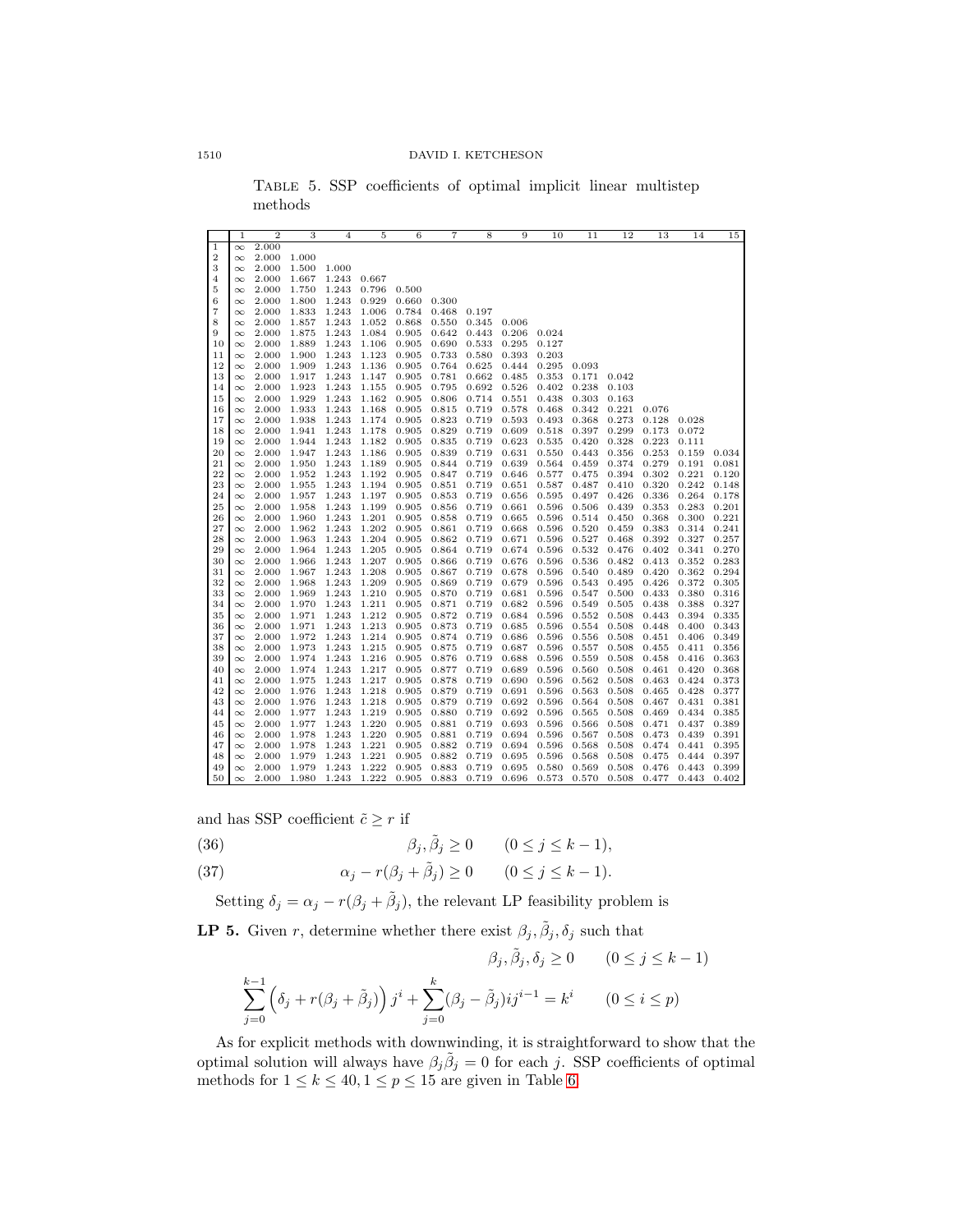TABLE 5. SSP coefficients of optimal implicit linear multistep methods

| | 1 | 2 | 3 | 4 | 5 | 6 | 7 | 8 | 9 | 10 | 11 | 12 | 13 | 14 | 15 |
|---|---|---|---|---|---|---|---|---|---|---|---|---|---|---|---|
| 1 | ∞ | 2.000 | | | | | | | | | | | | | |
| 2 | ∞ | 2.000 | 1.000 | | | | | | | | | | | | |
| 3 | ∞ | 2.000 | 1.500 | 1.000 | | | | | | | | | | | |
| 4 | ∞ | 2.000 | 1.667 | 1.243 | 0.667 | | | | | | | | | | |
| 5 | ∞ | 2.000 | 1.750 | 1.243 | 0.796 | 0.500 | | | | | | | | | |
| 6 | ∞ | 2.000 | 1.800 | 1.243 | 0.929 | 0.660 | 0.300 | | | | | | | | |
| 7 | ∞ | 2.000 | 1.833 | 1.243 | 1.006 | 0.784 | 0.468 | 0.197 | | | | | | | |
| 8 | ∞ | 2.000 | 1.857 | 1.243 | 1.052 | 0.868 | 0.550 | 0.345 | 0.006 | | | | | | |
| 9 | ∞ | 2.000 | 1.875 | 1.243 | 1.084 | 0.905 | 0.642 | 0.443 | 0.206 | 0.024 | | | | | |
| 10 | ∞ | 2.000 | 1.889 | 1.243 | 1.106 | 0.905 | 0.690 | 0.533 | 0.295 | 0.127 | | | | | |
| 11 | ∞ | 2.000 | 1.900 | 1.243 | 1.123 | 0.905 | 0.733 | 0.580 | 0.393 | 0.203 | | | | | |
| 12 | ∞ | 2.000 | 1.909 | 1.243 | 1.136 | 0.905 | 0.764 | 0.625 | 0.444 | 0.295 | 0.093 | | | | |
| 13 | ∞ | 2.000 | 1.917 | 1.243 | 1.147 | 0.905 | 0.781 | 0.662 | 0.485 | 0.353 | 0.171 | 0.042 | | | |
| 14 | ∞ | 2.000 | 1.923 | 1.243 | 1.155 | 0.905 | 0.795 | 0.692 | 0.526 | 0.402 | 0.238 | 0.103 | | | |
| 15 | ∞ | 2.000 | 1.929 | 1.243 | 1.162 | 0.905 | 0.806 | 0.714 | 0.551 | 0.438 | 0.303 | 0.163 | | | |
| 16 | ∞ | 2.000 | 1.933 | 1.243 | 1.168 | 0.905 | 0.815 | 0.719 | 0.578 | 0.468 | 0.342 | 0.221 | 0.076 | | |
| 17 | ∞ | 2.000 | 1.938 | 1.243 | 1.174 | 0.905 | 0.823 | 0.719 | 0.593 | 0.493 | 0.368 | 0.273 | 0.128 | 0.028 | |
| 18 | ∞ | 2.000 | 1.941 | 1.243 | 1.178 | 0.905 | 0.829 | 0.719 | 0.609 | 0.518 | 0.397 | 0.299 | 0.173 | 0.072 | |
| 19 | ∞ | 2.000 | 1.944 | 1.243 | 1.182 | 0.905 | 0.835 | 0.719 | 0.623 | 0.535 | 0.420 | 0.328 | 0.223 | 0.111 | |
| 20 | ∞ | 2.000 | 1.947 | 1.243 | 1.186 | 0.905 | 0.839 | 0.719 | 0.631 | 0.550 | 0.443 | 0.356 | 0.253 | 0.159 | 0.034 |
| 21 | ∞ | 2.000 | 1.950 | 1.243 | 1.189 | 0.905 | 0.844 | 0.719 | 0.639 | 0.564 | 0.459 | 0.374 | 0.279 | 0.191 | 0.081 |
| 22 | ∞ | 2.000 | 1.952 | 1.243 | 1.192 | 0.905 | 0.847 | 0.719 | 0.646 | 0.577 | 0.475 | 0.394 | 0.302 | 0.221 | 0.120 |
| 23 | ∞ | 2.000 | 1.955 | 1.243 | 1.194 | 0.905 | 0.851 | 0.719 | 0.651 | 0.587 | 0.487 | 0.410 | 0.320 | 0.242 | 0.148 |
| 24 | ∞ | 2.000 | 1.957 | 1.243 | 1.197 | 0.905 | 0.853 | 0.719 | 0.656 | 0.595 | 0.497 | 0.426 | 0.336 | 0.264 | 0.178 |
| 25 | ∞ | 2.000 | 1.958 | 1.243 | 1.199 | 0.905 | 0.856 | 0.719 | 0.661 | 0.596 | 0.506 | 0.439 | 0.353 | 0.283 | 0.201 |
| 26 | ∞ | 2.000 | 1.960 | 1.243 | 1.201 | 0.905 | 0.858 | 0.719 | 0.665 | 0.596 | 0.514 | 0.450 | 0.368 | 0.300 | 0.221 |
| 27 | ∞ | 2.000 | 1.962 | 1.243 | 1.202 | 0.905 | 0.861 | 0.719 | 0.668 | 0.596 | 0.520 | 0.459 | 0.383 | 0.314 | 0.241 |
| 28 | ∞ | 2.000 | 1.963 | 1.243 | 1.204 | 0.905 | 0.862 | 0.719 | 0.671 | 0.596 | 0.527 | 0.468 | 0.392 | 0.327 | 0.257 |
| 29 | ∞ | 2.000 | 1.964 | 1.243 | 1.205 | 0.905 | 0.864 | 0.719 | 0.674 | 0.596 | 0.532 | 0.476 | 0.402 | 0.341 | 0.270 |
| 30 | ∞ | 2.000 | 1.966 | 1.243 | 1.207 | 0.905 | 0.866 | 0.719 | 0.676 | 0.596 | 0.536 | 0.482 | 0.413 | 0.352 | 0.283 |
| 31 | ∞ | 2.000 | 1.967 | 1.243 | 1.208 | 0.905 | 0.867 | 0.719 | 0.678 | 0.596 | 0.540 | 0.489 | 0.420 | 0.362 | 0.294 |
| 32 | ∞ | 2.000 | 1.968 | 1.243 | 1.209 | 0.905 | 0.869 | 0.719 | 0.679 | 0.596 | 0.543 | 0.495 | 0.426 | 0.372 | 0.305 |
| 33 | ∞ | 2.000 | 1.969 | 1.243 | 1.210 | 0.905 | 0.870 | 0.719 | 0.681 | 0.596 | 0.547 | 0.500 | 0.433 | 0.380 | 0.316 |
| 34 | ∞ | 2.000 | 1.970 | 1.243 | 1.211 | 0.905 | 0.871 | 0.719 | 0.682 | 0.596 | 0.549 | 0.505 | 0.438 | 0.388 | 0.327 |
| 35 | ∞ | 2.000 | 1.971 | 1.243 | 1.212 | 0.905 | 0.872 | 0.719 | 0.684 | 0.596 | 0.552 | 0.508 | 0.443 | 0.394 | 0.335 |
| 36 | ∞ | 2.000 | 1.971 | 1.243 | 1.213 | 0.905 | 0.873 | 0.719 | 0.685 | 0.596 | 0.554 | 0.508 | 0.448 | 0.400 | 0.343 |
| 37 | ∞ | 2.000 | 1.972 | 1.243 | 1.214 | 0.905 | 0.874 | 0.719 | 0.686 | 0.596 | 0.556 | 0.508 | 0.451 | 0.406 | 0.349 |
| 38 | ∞ | 2.000 | 1.973 | 1.243 | 1.215 | 0.905 | 0.875 | 0.719 | 0.687 | 0.596 | 0.557 | 0.508 | 0.455 | 0.411 | 0.356 |
| 39 | ∞ | 2.000 | 1.974 | 1.243 | 1.216 | 0.905 | 0.876 | 0.719 | 0.688 | 0.596 | 0.559 | 0.508 | 0.458 | 0.416 | 0.363 |
| 40 | ∞ | 2.000 | 1.974 | 1.243 | 1.217 | 0.905 | 0.877 | 0.719 | 0.689 | 0.596 | 0.560 | 0.508 | 0.461 | 0.420 | 0.368 |
| 41 | ∞ | 2.000 | 1.975 | 1.243 | 1.217 | 0.905 | 0.878 | 0.719 | 0.690 | 0.596 | 0.562 | 0.508 | 0.463 | 0.424 | 0.373 |
| 42 | ∞ | 2.000 | 1.976 | 1.243 | 1.218 | 0.905 | 0.879 | 0.719 | 0.691 | 0.596 | 0.563 | 0.508 | 0.465 | 0.428 | 0.377 |
| 43 | ∞ | 2.000 | 1.976 | 1.243 | 1.218 | 0.905 | 0.879 | 0.719 | 0.692 | 0.596 | 0.564 | 0.508 | 0.467 | 0.431 | 0.381 |
| 44 | ∞ | 2.000 | 1.977 | 1.243 | 1.219 | 0.905 | 0.880 | 0.719 | 0.692 | 0.596 | 0.565 | 0.508 | 0.469 | 0.434 | 0.385 |
| 45 | ∞ | 2.000 | 1.977 | 1.243 | 1.220 | 0.905 | 0.881 | 0.719 | 0.693 | 0.596 | 0.566 | 0.508 | 0.471 | 0.437 | 0.389 |
| 46 | ∞ | 2.000 | 1.978 | 1.243 | 1.220 | 0.905 | 0.881 | 0.719 | 0.694 | 0.596 | 0.567 | 0.508 | 0.473 | 0.439 | 0.391 |
| 47 | ∞ | 2.000 | 1.978 | 1.243 | 1.221 | 0.905 | 0.882 | 0.719 | 0.694 | 0.596 | 0.568 | 0.508 | 0.474 | 0.441 | 0.395 |
| 48 | ∞ | 2.000 | 1.979 | 1.243 | 1.221 | 0.905 | 0.882 | 0.719 | 0.695 | 0.596 | 0.568 | 0.508 | 0.475 | 0.444 | 0.397 |
| 49 | ∞ | 2.000 | 1.979 | 1.243 | 1.222 | 0.905 | 0.883 | 0.719 | 0.695 | 0.580 | 0.569 | 0.508 | 0.476 | 0.443 | 0.399 |
| 50 | ∞ | 2.000 | 1.980 | 1.243 | 1.222 | 0.905 | 0.883 | 0.719 | 0.696 | 0.573 | 0.570 | 0.508 | 0.477 | 0.443 | 0.402 |

and has SSP coefficient $\tilde{c} \geq r$ if

$$\beta_j, \tilde{\beta}_j \geq 0 \qquad (0 \leq j \leq k-1), \tag{36}$$

$$\alpha_j - r(\beta_j + \tilde{\beta}_j) \geq 0 \qquad (0 \leq j \leq k-1). \tag{37}$$

Setting $\delta_j = \alpha_j - r(\beta_j + \tilde{\beta}_j)$, the relevant LP feasibility problem is

**LP 5.** Given $r$, determine whether there exist $\beta_j, \tilde{\beta}_j, \delta_j$ such that

$$\beta_j, \tilde{\beta}_j, \delta_j \geq 0 \qquad (0 \leq j \leq k-1)$$

$$\sum_{j=0}^{k-1} \left( \delta_j + r(\beta_j + \tilde{\beta}_j) \right) j^i + \sum_{j=0}^{k} (\beta_j - \tilde{\beta}_j) i j^{i-1} = k^i \qquad (0 \leq i \leq p)$$

As for explicit methods with downwinding, it is straightforward to show that the optimal solution will always have $\beta_j \tilde{\beta}_j = 0$ for each $j$. SSP coefficients of optimal methods for $1 \leq k \leq 40, 1 \leq p \leq 15$ are given in Table 6.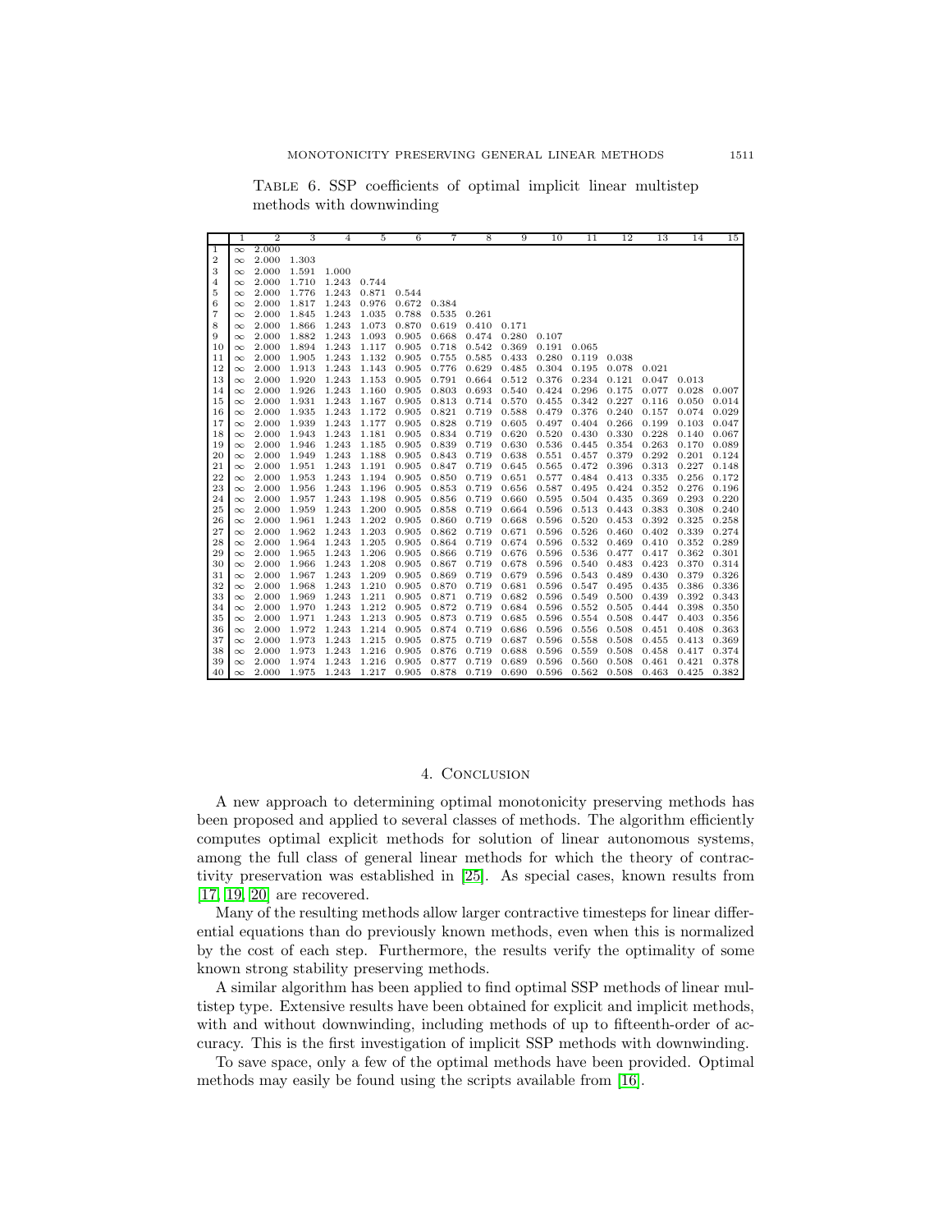TABLE 6. SSP coefficients of optimal implicit linear multistep methods with downwinding

| | 1 | 2 | 3 | 4 | 5 | 6 | 7 | 8 | 9 | 10 | 11 | 12 | 13 | 14 | 15 |
|---|---|---|---|---|---|---|---|---|---|---|---|---|---|---|---|
| 1 | $\infty$ | 2.000 | | | | | | | | | | | | | |
| 2 | $\infty$ | 2.000 | 1.303 | | | | | | | | | | | | |
| 3 | $\infty$ | 2.000 | 1.591 | 1.000 | | | | | | | | | | | |
| 4 | $\infty$ | 2.000 | 1.710 | 1.243 | 0.744 | | | | | | | | | | |
| 5 | $\infty$ | 2.000 | 1.776 | 1.243 | 0.871 | 0.544 | | | | | | | | | |
| 6 | $\infty$ | 2.000 | 1.817 | 1.243 | 0.976 | 0.672 | 0.384 | | | | | | | | |
| 7 | $\infty$ | 2.000 | 1.845 | 1.243 | 1.035 | 0.788 | 0.535 | 0.261 | | | | | | | |
| 8 | $\infty$ | 2.000 | 1.866 | 1.243 | 1.073 | 0.870 | 0.619 | 0.410 | 0.171 | | | | | | |
| 9 | $\infty$ | 2.000 | 1.882 | 1.243 | 1.093 | 0.905 | 0.668 | 0.474 | 0.280 | 0.107 | | | | | |
| 10 | $\infty$ | 2.000 | 1.894 | 1.243 | 1.117 | 0.905 | 0.718 | 0.542 | 0.369 | 0.191 | 0.065 | | | | |
| 11 | $\infty$ | 2.000 | 1.905 | 1.243 | 1.132 | 0.905 | 0.755 | 0.585 | 0.433 | 0.280 | 0.119 | 0.038 | | | |
| 12 | $\infty$ | 2.000 | 1.913 | 1.243 | 1.143 | 0.905 | 0.776 | 0.629 | 0.485 | 0.304 | 0.195 | 0.078 | 0.021 | | |
| 13 | $\infty$ | 2.000 | 1.920 | 1.243 | 1.153 | 0.905 | 0.791 | 0.664 | 0.512 | 0.376 | 0.234 | 0.121 | 0.047 | 0.013 | |
| 14 | $\infty$ | 2.000 | 1.926 | 1.243 | 1.160 | 0.905 | 0.803 | 0.693 | 0.540 | 0.424 | 0.296 | 0.175 | 0.077 | 0.028 | 0.007 |
| 15 | $\infty$ | 2.000 | 1.931 | 1.243 | 1.167 | 0.905 | 0.813 | 0.714 | 0.570 | 0.455 | 0.342 | 0.227 | 0.116 | 0.050 | 0.014 |
| 16 | $\infty$ | 2.000 | 1.935 | 1.243 | 1.172 | 0.905 | 0.821 | 0.719 | 0.588 | 0.479 | 0.376 | 0.240 | 0.157 | 0.074 | 0.029 |
| 17 | $\infty$ | 2.000 | 1.939 | 1.243 | 1.177 | 0.905 | 0.828 | 0.719 | 0.605 | 0.497 | 0.404 | 0.266 | 0.199 | 0.103 | 0.047 |
| 18 | $\infty$ | 2.000 | 1.943 | 1.243 | 1.181 | 0.905 | 0.834 | 0.719 | 0.620 | 0.520 | 0.430 | 0.330 | 0.228 | 0.140 | 0.067 |
| 19 | $\infty$ | 2.000 | 1.946 | 1.243 | 1.185 | 0.905 | 0.839 | 0.719 | 0.630 | 0.536 | 0.445 | 0.354 | 0.263 | 0.170 | 0.089 |
| 20 | $\infty$ | 2.000 | 1.949 | 1.243 | 1.188 | 0.905 | 0.843 | 0.719 | 0.638 | 0.551 | 0.457 | 0.379 | 0.292 | 0.201 | 0.124 |
| 21 | $\infty$ | 2.000 | 1.951 | 1.243 | 1.191 | 0.905 | 0.847 | 0.719 | 0.645 | 0.565 | 0.472 | 0.396 | 0.313 | 0.227 | 0.148 |
| 22 | $\infty$ | 2.000 | 1.953 | 1.243 | 1.194 | 0.905 | 0.850 | 0.719 | 0.651 | 0.577 | 0.484 | 0.413 | 0.335 | 0.256 | 0.172 |
| 23 | $\infty$ | 2.000 | 1.956 | 1.243 | 1.196 | 0.905 | 0.853 | 0.719 | 0.656 | 0.587 | 0.495 | 0.424 | 0.352 | 0.276 | 0.196 |
| 24 | $\infty$ | 2.000 | 1.957 | 1.243 | 1.198 | 0.905 | 0.856 | 0.719 | 0.660 | 0.595 | 0.504 | 0.435 | 0.369 | 0.293 | 0.220 |
| 25 | $\infty$ | 2.000 | 1.959 | 1.243 | 1.200 | 0.905 | 0.858 | 0.719 | 0.664 | 0.596 | 0.513 | 0.443 | 0.383 | 0.308 | 0.240 |
| 26 | $\infty$ | 2.000 | 1.961 | 1.243 | 1.202 | 0.905 | 0.860 | 0.719 | 0.668 | 0.596 | 0.520 | 0.453 | 0.392 | 0.325 | 0.258 |
| 27 | $\infty$ | 2.000 | 1.962 | 1.243 | 1.203 | 0.905 | 0.862 | 0.719 | 0.671 | 0.596 | 0.526 | 0.460 | 0.402 | 0.339 | 0.274 |
| 28 | $\infty$ | 2.000 | 1.964 | 1.243 | 1.205 | 0.905 | 0.864 | 0.719 | 0.674 | 0.596 | 0.532 | 0.469 | 0.410 | 0.352 | 0.289 |
| 29 | $\infty$ | 2.000 | 1.965 | 1.243 | 1.206 | 0.905 | 0.866 | 0.719 | 0.676 | 0.596 | 0.536 | 0.477 | 0.417 | 0.362 | 0.301 |
| 30 | $\infty$ | 2.000 | 1.966 | 1.243 | 1.208 | 0.905 | 0.867 | 0.719 | 0.678 | 0.596 | 0.540 | 0.483 | 0.423 | 0.370 | 0.314 |
| 31 | $\infty$ | 2.000 | 1.967 | 1.243 | 1.209 | 0.905 | 0.869 | 0.719 | 0.679 | 0.596 | 0.543 | 0.489 | 0.430 | 0.379 | 0.326 |
| 32 | $\infty$ | 2.000 | 1.968 | 1.243 | 1.210 | 0.905 | 0.870 | 0.719 | 0.681 | 0.596 | 0.547 | 0.495 | 0.435 | 0.386 | 0.336 |
| 33 | $\infty$ | 2.000 | 1.969 | 1.243 | 1.211 | 0.905 | 0.871 | 0.719 | 0.682 | 0.596 | 0.549 | 0.500 | 0.439 | 0.392 | 0.343 |
| 34 | $\infty$ | 2.000 | 1.970 | 1.243 | 1.212 | 0.905 | 0.872 | 0.719 | 0.684 | 0.596 | 0.552 | 0.505 | 0.444 | 0.398 | 0.350 |
| 35 | $\infty$ | 2.000 | 1.971 | 1.243 | 1.213 | 0.905 | 0.873 | 0.719 | 0.685 | 0.596 | 0.554 | 0.508 | 0.447 | 0.403 | 0.356 |
| 36 | $\infty$ | 2.000 | 1.972 | 1.243 | 1.214 | 0.905 | 0.874 | 0.719 | 0.686 | 0.596 | 0.556 | 0.508 | 0.451 | 0.408 | 0.363 |
| 37 | $\infty$ | 2.000 | 1.973 | 1.243 | 1.215 | 0.905 | 0.875 | 0.719 | 0.687 | 0.596 | 0.558 | 0.508 | 0.455 | 0.413 | 0.369 |
| 38 | $\infty$ | 2.000 | 1.973 | 1.243 | 1.216 | 0.905 | 0.876 | 0.719 | 0.688 | 0.596 | 0.559 | 0.508 | 0.458 | 0.417 | 0.374 |
| 39 | $\infty$ | 2.000 | 1.974 | 1.243 | 1.216 | 0.905 | 0.877 | 0.719 | 0.689 | 0.596 | 0.560 | 0.508 | 0.461 | 0.421 | 0.378 |
| 40 | $\infty$ | 2.000 | 1.975 | 1.243 | 1.217 | 0.905 | 0.878 | 0.719 | 0.690 | 0.596 | 0.562 | 0.508 | 0.463 | 0.425 | 0.382 |

## 4. Conclusion

A new approach to determining optimal monotonicity preserving methods has been proposed and applied to several classes of methods. The algorithm efficiently computes optimal explicit methods for solution of linear autonomous systems, among the full class of general linear methods for which the theory of contractivity preservation was established in [25]. As special cases, known results from [17, 19, 20] are recovered.

Many of the resulting methods allow larger contractive timesteps for linear differential equations than do previously known methods, even when this is normalized by the cost of each step. Furthermore, the results verify the optimality of some known strong stability preserving methods.

A similar algorithm has been applied to find optimal SSP methods of linear multistep type. Extensive results have been obtained for explicit and implicit methods, with and without downwinding, including methods of up to fifteenth-order of accuracy. This is the first investigation of implicit SSP methods with downwinding.

To save space, only a few of the optimal methods have been provided. Optimal methods may easily be found using the scripts available from [16].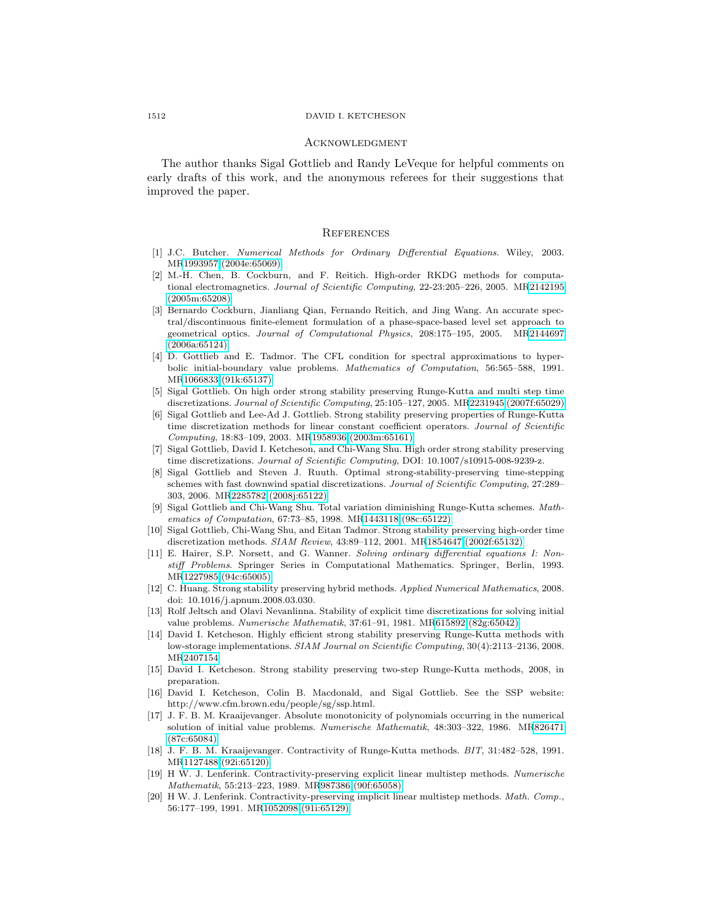## Acknowledgment

The author thanks Sigal Gottlieb and Randy LeVeque for helpful comments on early drafts of this work, and the anonymous referees for their suggestions that improved the paper.

## References

[1] J.C. Butcher. *Numerical Methods for Ordinary Differential Equations*. Wiley, 2003. MR1993957 (2004e:65069)

[2] M.-H. Chen, B. Cockburn, and F. Reitich. High-order RKDG methods for computational electromagnetics. *Journal of Scientific Computing*, 22-23:205–226, 2005. MR2142195 (2005m:65208)

[3] Bernardo Cockburn, Jianliang Qian, Fernando Reitich, and Jing Wang. An accurate spectral/discontinuous finite-element formulation of a phase-space-based level set approach to geometrical optics. *Journal of Computational Physics*, 208:175–195, 2005. MR2144697 (2006a:65124)

[4] D. Gottlieb and E. Tadmor. The CFL condition for spectral approximations to hyperbolic initial-boundary value problems. *Mathematics of Computation*, 56:565–588, 1991. MR1066833 (91k:65137)

[5] Sigal Gottlieb. On high order strong stability preserving Runge-Kutta and multi step time discretizations. *Journal of Scientific Computing*, 25:105–127, 2005. MR2231945 (2007f:65029)

[6] Sigal Gottlieb and Lee-Ad J. Gottlieb. Strong stability preserving properties of Runge-Kutta time discretization methods for linear constant coefficient operators. *Journal of Scientific Computing*, 18:83–109, 2003. MR1958936 (2003m:65161)

[7] Sigal Gottlieb, David I. Ketcheson, and Chi-Wang Shu. High order strong stability preserving time discretizations. *Journal of Scientific Computing*, DOI: 10.1007/s10915-008-9239-z.

[8] Sigal Gottlieb and Steven J. Ruuth. Optimal strong-stability-preserving time-stepping schemes with fast downwind spatial discretizations. *Journal of Scientific Computing*, 27:289–303, 2006. MR2285782 (2008j:65122)

[9] Sigal Gottlieb and Chi-Wang Shu. Total variation diminishing Runge-Kutta schemes. *Mathematics of Computation*, 67:73–85, 1998. MR1443118 (98c:65122)

[10] Sigal Gottlieb, Chi-Wang Shu, and Eitan Tadmor. Strong stability preserving high-order time discretization methods. *SIAM Review*, 43:89–112, 2001. MR1854647 (2002f:65132)

[11] E. Hairer, S.P. Norsett, and G. Wanner. *Solving ordinary differential equations I: Nonstiff Problems*. Springer Series in Computational Mathematics. Springer, Berlin, 1993. MR1227985 (94c:65005)

[12] C. Huang. Strong stability preserving hybrid methods. *Applied Numerical Mathematics*, 2008. doi: 10.1016/j.apnum.2008.03.030.

[13] Rolf Jeltsch and Olavi Nevanlinna. Stability of explicit time discretizations for solving initial value problems. *Numerische Mathematik*, 37:61–91, 1981. MR615892 (82g:65042)

[14] David I. Ketcheson. Highly efficient strong stability preserving Runge-Kutta methods with low-storage implementations. *SIAM Journal on Scientific Computing*, 30(4):2113–2136, 2008. MR2407154

[15] David I. Ketcheson. Strong stability preserving two-step Runge-Kutta methods, 2008, in preparation.

[16] David I. Ketcheson, Colin B. Macdonald, and Sigal Gottlieb. See the SSP website: http://www.cfm.brown.edu/people/sg/ssp.html.

[17] J. F. B. M. Kraaijevanger. Absolute monotonicity of polynomials occurring in the numerical solution of initial value problems. *Numerische Mathematik*, 48:303–322, 1986. MR826471 (87c:65084)

[18] J. F. B. M. Kraaijevanger. Contractivity of Runge-Kutta methods. *BIT*, 31:482–528, 1991. MR1127488 (92i:65120)

[19] H W. J. Lenferink. Contractivity-preserving explicit linear multistep methods. *Numerische Mathematik*, 55:213–223, 1989. MR987386 (90f:65058)

[20] H W. J. Lenferink. Contractivity-preserving implicit linear multistep methods. *Math. Comp.*, 56:177–199, 1991. MR1052098 (91i:65129)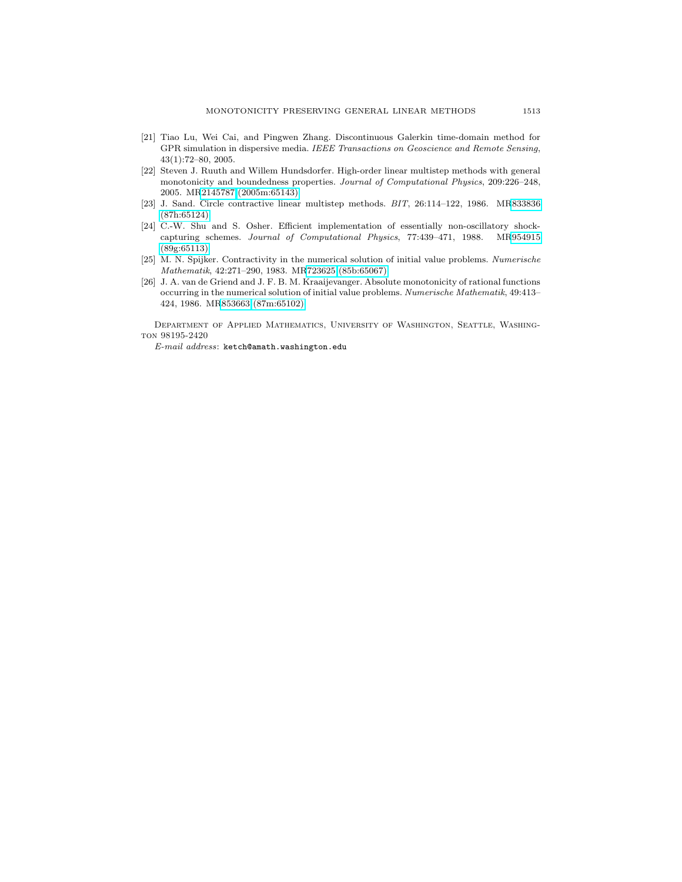[21] Tiao Lu, Wei Cai, and Pingwen Zhang. Discontinuous Galerkin time-domain method for GPR simulation in dispersive media. *IEEE Transactions on Geoscience and Remote Sensing*, 43(1):72–80, 2005.

[22] Steven J. Ruuth and Willem Hundsdorfer. High-order linear multistep methods with general monotonicity and boundedness properties. *Journal of Computational Physics*, 209:226–248, 2005. MR2145787 (2005m:65143)

[23] J. Sand. Circle contractive linear multistep methods. *BIT*, 26:114–122, 1986. MR833836 (87h:65124)

[24] C.-W. Shu and S. Osher. Efficient implementation of essentially non-oscillatory shock-capturing schemes. *Journal of Computational Physics*, 77:439–471, 1988. MR954915 (89g:65113)

[25] M. N. Spijker. Contractivity in the numerical solution of initial value problems. *Numerische Mathematik*, 42:271–290, 1983. MR723625 (85b:65067)

[26] J. A. van de Griend and J. F. B. M. Kraaijevanger. Absolute monotonicity of rational functions occurring in the numerical solution of initial value problems. *Numerische Mathematik*, 49:413–424, 1986. MR853663 (87m:65102)

Department of Applied Mathematics, University of Washington, Seattle, Washington 98195-2420

*E-mail address*: `ketch@amath.washington.edu`